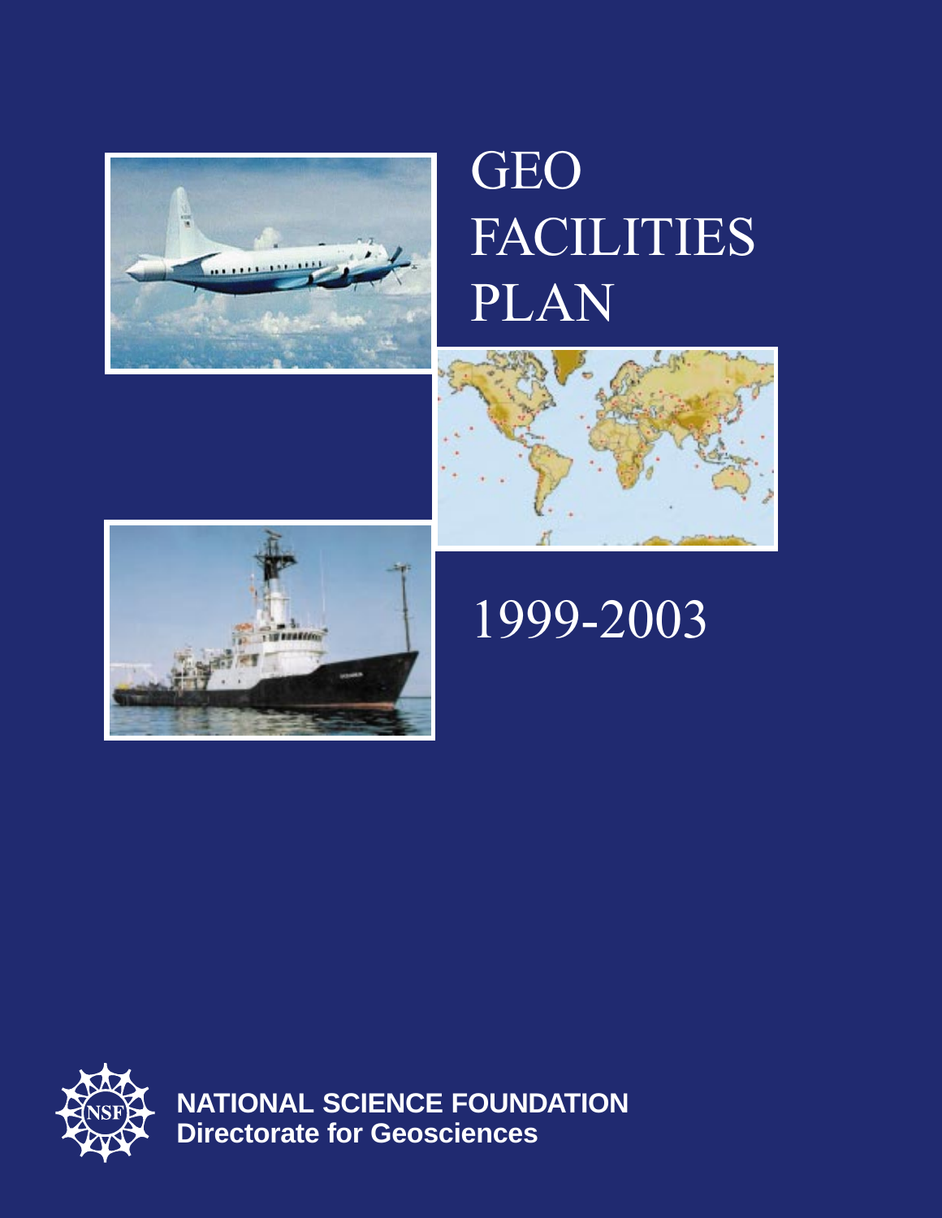# GEO FACILITIES PLAN

# 1999-2003

**NATIONAL SCIENCE FOUNDATION**
**Directorate for Geosciences**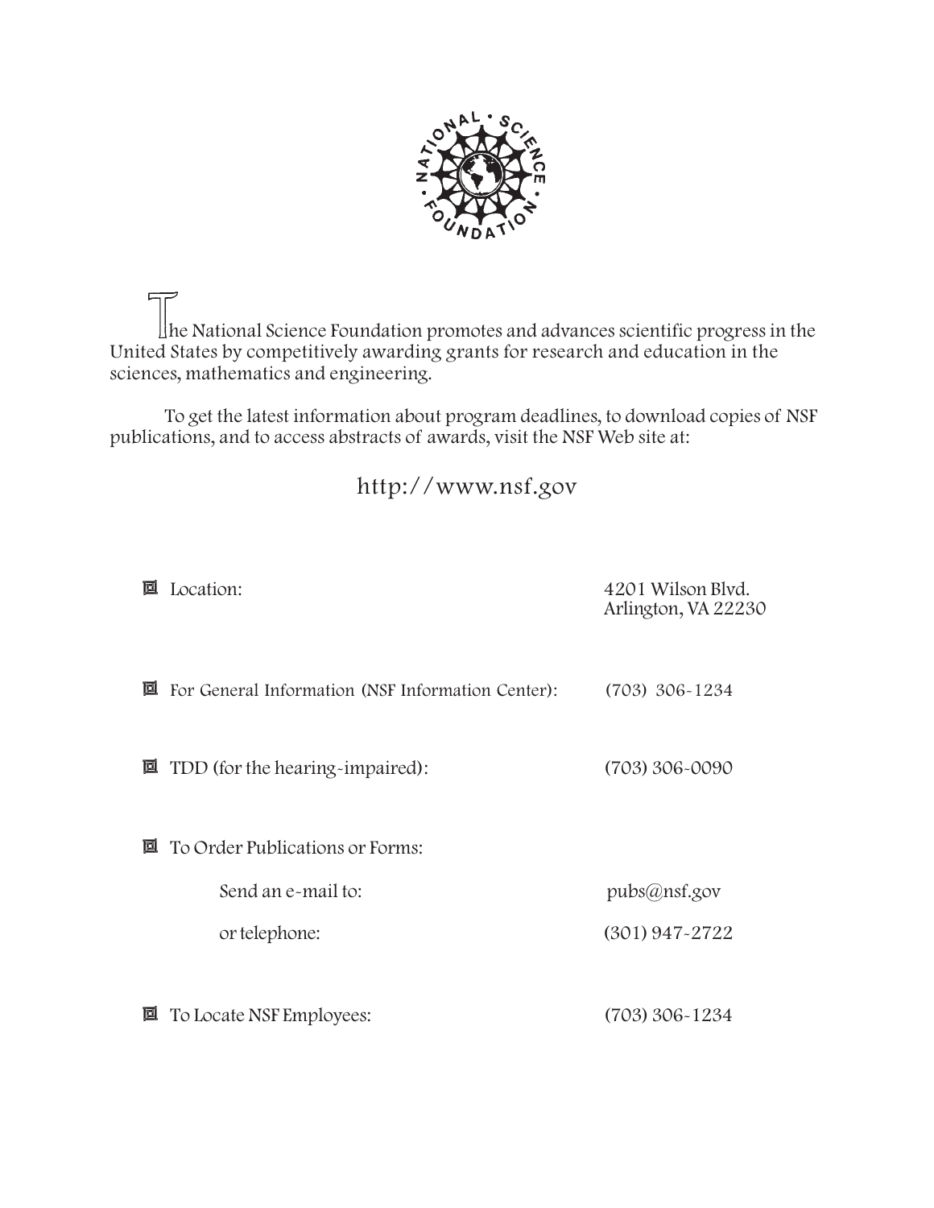The National Science Foundation promotes and advances scientific progress in the United States by competitively awarding grants for research and education in the sciences, mathematics and engineering.

To get the latest information about program deadlines, to download copies of NSF publications, and to access abstracts of awards, visit the NSF Web site at:

http://www.nsf.gov

- Location: 4201 Wilson Blvd. Arlington, VA 22230
- For General Information (NSF Information Center): (703) 306-1234
- TDD (for the hearing-impaired): (703) 306-0090
- To Order Publications or Forms:
  - Send an e-mail to: pubs@nsf.gov
  - or telephone: (301) 947-2722
- To Locate NSF Employees: (703) 306-1234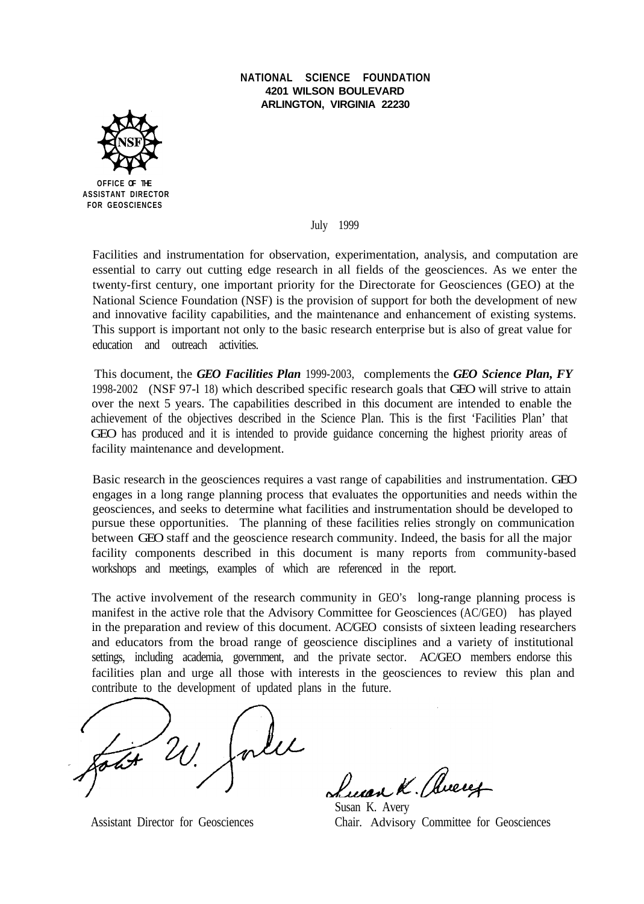**NATIONAL SCIENCE FOUNDATION**
**4201 WILSON BOULEVARD**
**ARLINGTON, VIRGINIA 22230**

**OFFICE OF THE ASSISTANT DIRECTOR FOR GEOSCIENCES**

July 1999

Facilities and instrumentation for observation, experimentation, analysis, and computation are essential to carry out cutting edge research in all fields of the geosciences. As we enter the twenty-first century, one important priority for the Directorate for Geosciences (GEO) at the National Science Foundation (NSF) is the provision of support for both the development of new and innovative facility capabilities, and the maintenance and enhancement of existing systems. This support is important not only to the basic research enterprise but is also of great value for education and outreach activities.

This document, the ***GEO Facilities Plan*** 1999-2003, complements the ***GEO Science Plan, FY*** 1998-2002 (NSF 97-l 18) which described specific research goals that GEO will strive to attain over the next 5 years. The capabilities described in this document are intended to enable the achievement of the objectives described in the Science Plan. This is the first 'Facilities Plan' that GEO has produced and it is intended to provide guidance concerning the highest priority areas of facility maintenance and development.

Basic research in the geosciences requires a vast range of capabilities and instrumentation. GEO engages in a long range planning process that evaluates the opportunities and needs within the geosciences, and seeks to determine what facilities and instrumentation should be developed to pursue these opportunities. The planning of these facilities relies strongly on communication between GEO staff and the geoscience research community. Indeed, the basis for all the major facility components described in this document is many reports from community-based workshops and meetings, examples of which are referenced in the report.

The active involvement of the research community in GEO's long-range planning process is manifest in the active role that the Advisory Committee for Geosciences (AC/GEO) has played in the preparation and review of this document. AC/GEO consists of sixteen leading researchers and educators from the broad range of geoscience disciplines and a variety of institutional settings, including academia, government, and the private sector. AC/GEO members endorse this facilities plan and urge all those with interests in the geosciences to review this plan and contribute to the development of updated plans in the future.

Assistant Director for Geosciences

Susan K. Avery
Chair. Advisory Committee for Geosciences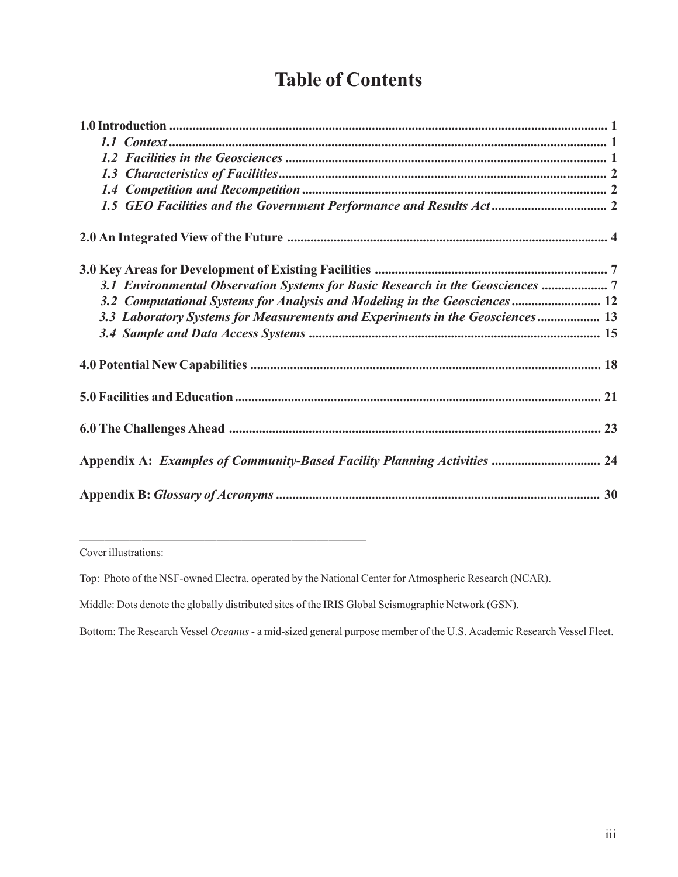# Table of Contents

**1.0 Introduction** .......... **1**

- ***1.1 Context*** .......... **1**
- ***1.2 Facilities in the Geosciences*** .......... **1**
- ***1.3 Characteristics of Facilities*** .......... **2**
- ***1.4 Competition and Recompetition*** .......... **2**
- ***1.5 GEO Facilities and the Government Performance and Results Act*** .......... **2**

**2.0 An Integrated View of the Future** .......... **4**

**3.0 Key Areas for Development of Existing Facilities** .......... **7**

- ***3.1 Environmental Observation Systems for Basic Research in the Geosciences*** .......... **7**
- ***3.2 Computational Systems for Analysis and Modeling in the Geosciences*** .......... **12**
- ***3.3 Laboratory Systems for Measurements and Experiments in the Geosciences*** .......... **13**
- ***3.4 Sample and Data Access Systems*** .......... **15**

**4.0 Potential New Capabilities** .......... **18**

**5.0 Facilities and Education** .......... **21**

**6.0 The Challenges Ahead** .......... **23**

**Appendix A: *Examples of Community-Based Facility Planning Activities*** .......... **24**

**Appendix B: *Glossary of Acronyms*** .......... **30**

---

Cover illustrations:

Top: Photo of the NSF-owned Electra, operated by the National Center for Atmospheric Research (NCAR).

Middle: Dots denote the globally distributed sites of the IRIS Global Seismographic Network (GSN).

Bottom: The Research Vessel *Oceanus* - a mid-sized general purpose member of the U.S. Academic Research Vessel Fleet.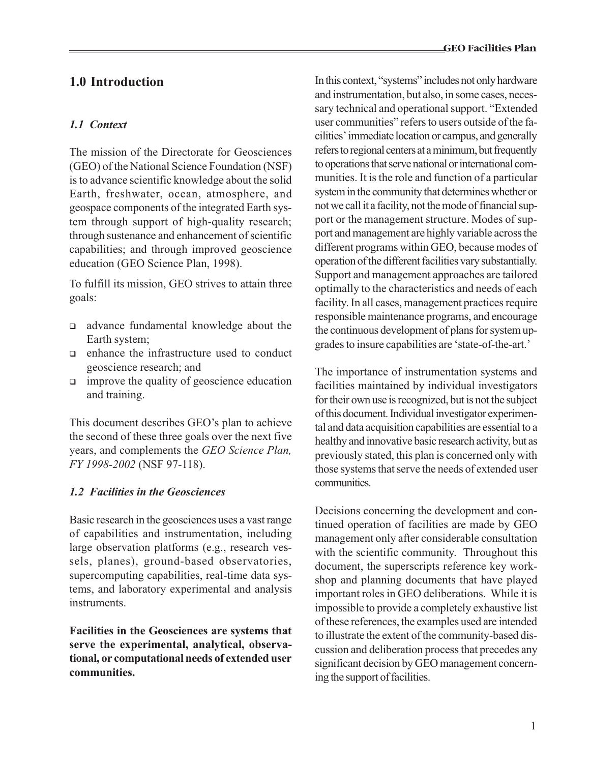## 1.0 Introduction

### *1.1 Context*

The mission of the Directorate for Geosciences (GEO) of the National Science Foundation (NSF) is to advance scientific knowledge about the solid Earth, freshwater, ocean, atmosphere, and geospace components of the integrated Earth system through support of high-quality research; through sustenance and enhancement of scientific capabilities; and through improved geoscience education (GEO Science Plan, 1998).

To fulfill its mission, GEO strives to attain three goals:

- advance fundamental knowledge about the Earth system;
- enhance the infrastructure used to conduct geoscience research; and
- improve the quality of geoscience education and training.

This document describes GEO's plan to achieve the second of these three goals over the next five years, and complements the *GEO Science Plan, FY 1998-2002* (NSF 97-118).

### *1.2 Facilities in the Geosciences*

Basic research in the geosciences uses a vast range of capabilities and instrumentation, including large observation platforms (e.g., research vessels, planes), ground-based observatories, supercomputing capabilities, real-time data systems, and laboratory experimental and analysis instruments.

**Facilities in the Geosciences are systems that serve the experimental, analytical, observational, or computational needs of extended user communities.**

In this context, "systems" includes not only hardware and instrumentation, but also, in some cases, necessary technical and operational support. "Extended user communities" refers to users outside of the facilities' immediate location or campus, and generally refers to regional centers at a minimum, but frequently to operations that serve national or international communities. It is the role and function of a particular system in the community that determines whether or not we call it a facility, not the mode of financial support or the management structure. Modes of support and management are highly variable across the different programs within GEO, because modes of operation of the different facilities vary substantially. Support and management approaches are tailored optimally to the characteristics and needs of each facility. In all cases, management practices require responsible maintenance programs, and encourage the continuous development of plans for system upgrades to insure capabilities are 'state-of-the-art.'

The importance of instrumentation systems and facilities maintained by individual investigators for their own use is recognized, but is not the subject of this document. Individual investigator experimental and data acquisition capabilities are essential to a healthy and innovative basic research activity, but as previously stated, this plan is concerned only with those systems that serve the needs of extended user communities.

Decisions concerning the development and continued operation of facilities are made by GEO management only after considerable consultation with the scientific community. Throughout this document, the superscripts reference key workshop and planning documents that have played important roles in GEO deliberations. While it is impossible to provide a completely exhaustive list of these references, the examples used are intended to illustrate the extent of the community-based discussion and deliberation process that precedes any significant decision by GEO management concerning the support of facilities.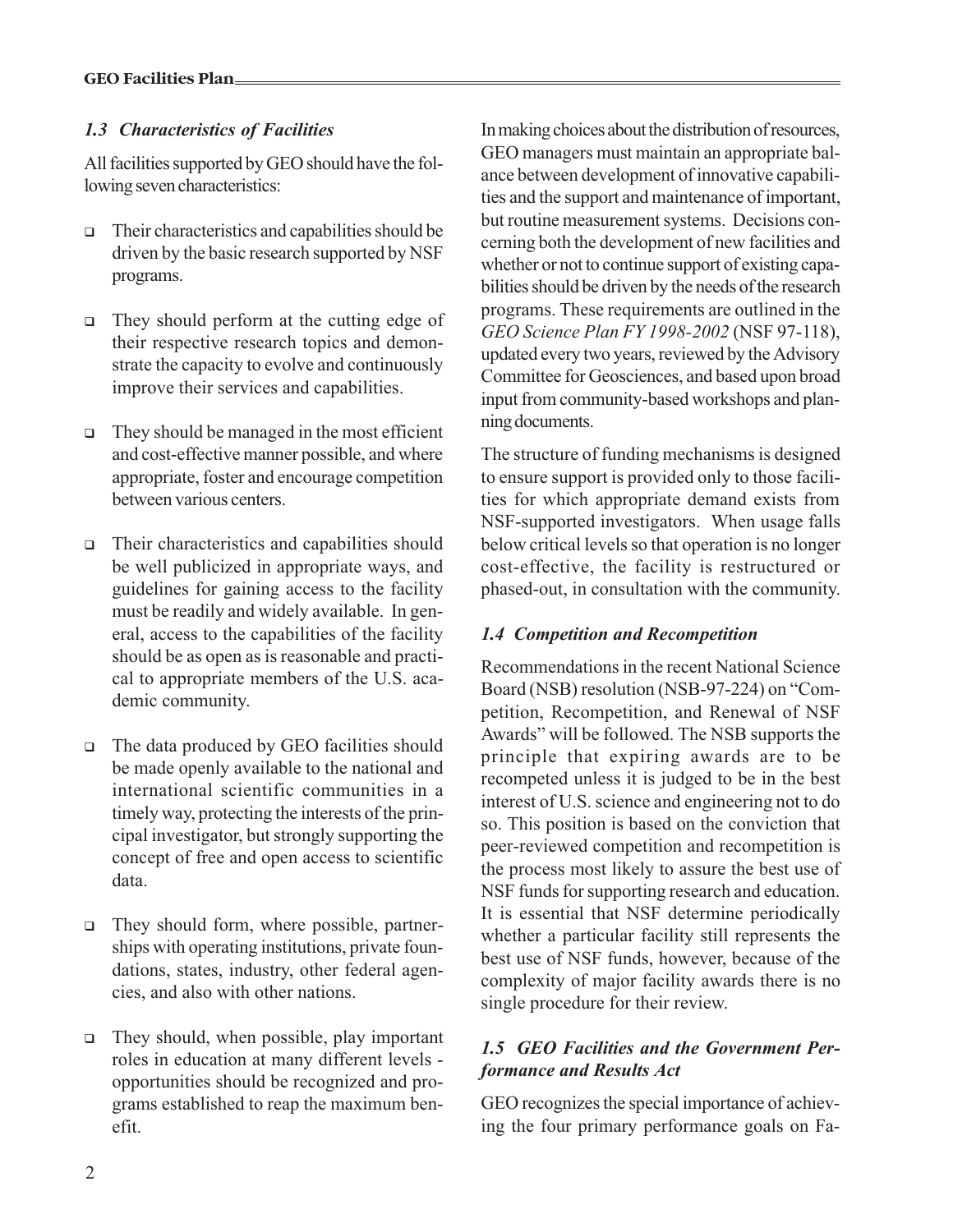### *1.3 Characteristics of Facilities*

All facilities supported by GEO should have the following seven characteristics:

- Their characteristics and capabilities should be driven by the basic research supported by NSF programs.
- They should perform at the cutting edge of their respective research topics and demonstrate the capacity to evolve and continuously improve their services and capabilities.
- They should be managed in the most efficient and cost-effective manner possible, and where appropriate, foster and encourage competition between various centers.
- Their characteristics and capabilities should be well publicized in appropriate ways, and guidelines for gaining access to the facility must be readily and widely available. In general, access to the capabilities of the facility should be as open as is reasonable and practical to appropriate members of the U.S. academic community.
- The data produced by GEO facilities should be made openly available to the national and international scientific communities in a timely way, protecting the interests of the principal investigator, but strongly supporting the concept of free and open access to scientific data.
- They should form, where possible, partnerships with operating institutions, private foundations, states, industry, other federal agencies, and also with other nations.
- They should, when possible, play important roles in education at many different levels - opportunities should be recognized and programs established to reap the maximum benefit.

In making choices about the distribution of resources, GEO managers must maintain an appropriate balance between development of innovative capabilities and the support and maintenance of important, but routine measurement systems. Decisions concerning both the development of new facilities and whether or not to continue support of existing capabilities should be driven by the needs of the research programs. These requirements are outlined in the *GEO Science Plan FY 1998-2002* (NSF 97-118), updated every two years, reviewed by the Advisory Committee for Geosciences, and based upon broad input from community-based workshops and planning documents.

The structure of funding mechanisms is designed to ensure support is provided only to those facilities for which appropriate demand exists from NSF-supported investigators. When usage falls below critical levels so that operation is no longer cost-effective, the facility is restructured or phased-out, in consultation with the community.

### *1.4 Competition and Recompetition*

Recommendations in the recent National Science Board (NSB) resolution (NSB-97-224) on "Competition, Recompetition, and Renewal of NSF Awards" will be followed. The NSB supports the principle that expiring awards are to be recompeted unless it is judged to be in the best interest of U.S. science and engineering not to do so. This position is based on the conviction that peer-reviewed competition and recompetition is the process most likely to assure the best use of NSF funds for supporting research and education. It is essential that NSF determine periodically whether a particular facility still represents the best use of NSF funds, however, because of the complexity of major facility awards there is no single procedure for their review.

### *1.5 GEO Facilities and the Government Performance and Results Act*

GEO recognizes the special importance of achieving the four primary performance goals on Fa-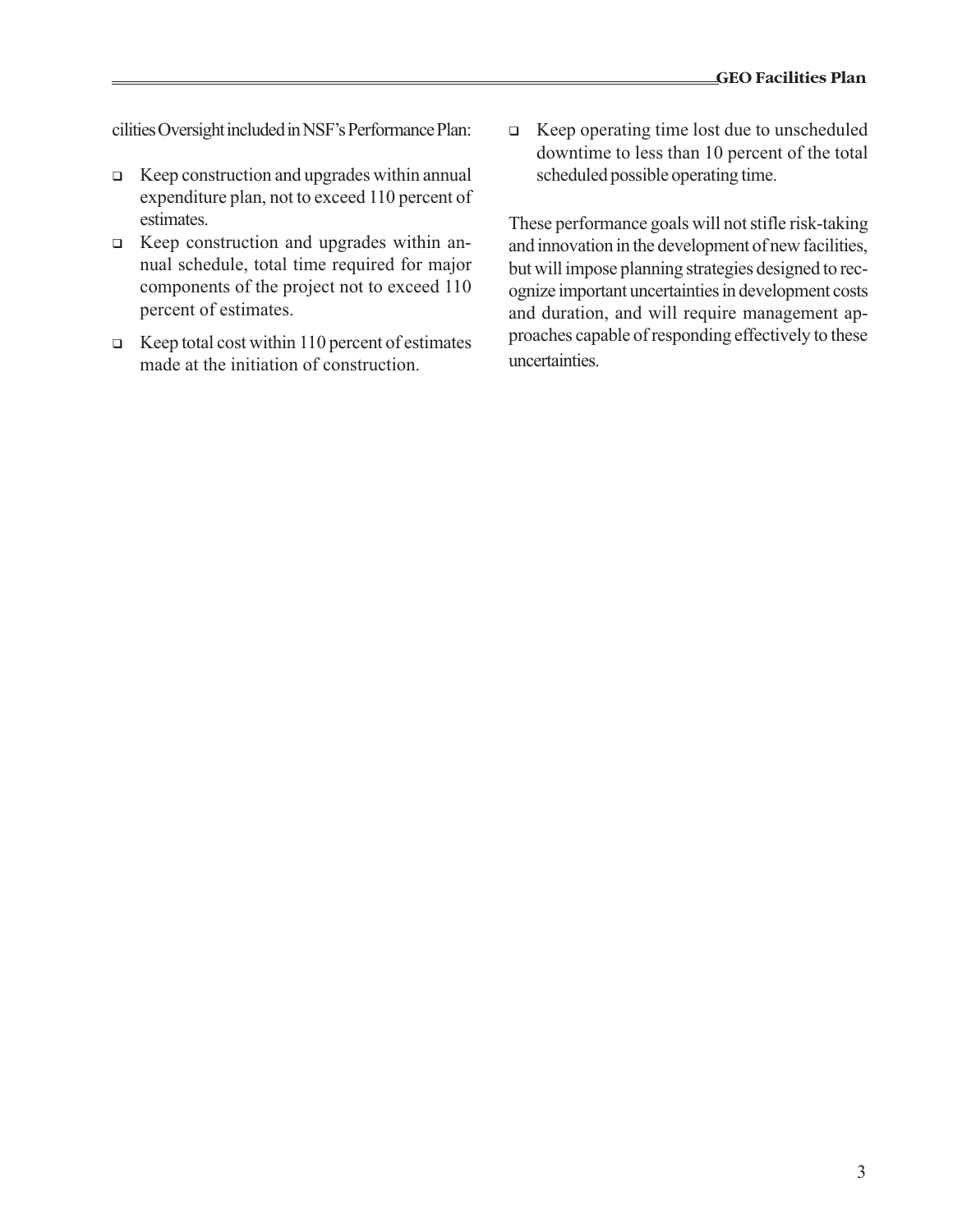cilities Oversight included in NSF's Performance Plan:

- Keep construction and upgrades within annual expenditure plan, not to exceed 110 percent of estimates.
- Keep construction and upgrades within annual schedule, total time required for major components of the project not to exceed 110 percent of estimates.
- Keep total cost within 110 percent of estimates made at the initiation of construction.
- Keep operating time lost due to unscheduled downtime to less than 10 percent of the total scheduled possible operating time.

These performance goals will not stifle risk-taking and innovation in the development of new facilities, but will impose planning strategies designed to recognize important uncertainties in development costs and duration, and will require management approaches capable of responding effectively to these uncertainties.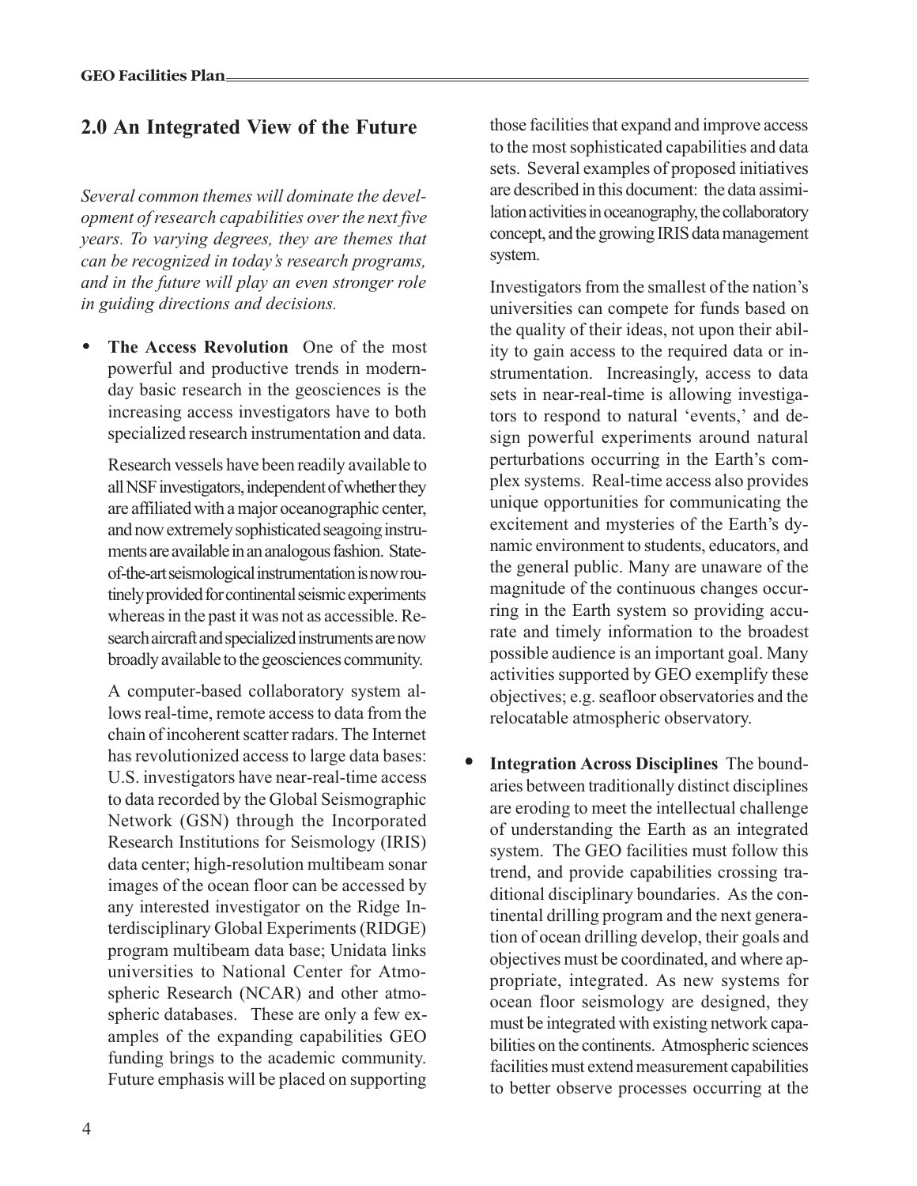## 2.0 An Integrated View of the Future

*Several common themes will dominate the development of research capabilities over the next five years. To varying degrees, they are themes that can be recognized in today's research programs, and in the future will play an even stronger role in guiding directions and decisions.*

- **The Access Revolution** One of the most powerful and productive trends in modern-day basic research in the geosciences is the increasing access investigators have to both specialized research instrumentation and data.

  Research vessels have been readily available to all NSF investigators, independent of whether they are affiliated with a major oceanographic center, and now extremely sophisticated seagoing instruments are available in an analogous fashion. State-of-the-art seismological instrumentation is now routinely provided for continental seismic experiments whereas in the past it was not as accessible. Research aircraft and specialized instruments are now broadly available to the geosciences community.

  A computer-based collaboratory system allows real-time, remote access to data from the chain of incoherent scatter radars. The Internet has revolutionized access to large data bases: U.S. investigators have near-real-time access to data recorded by the Global Seismographic Network (GSN) through the Incorporated Research Institutions for Seismology (IRIS) data center; high-resolution multibeam sonar images of the ocean floor can be accessed by any interested investigator on the Ridge Interdisciplinary Global Experiments (RIDGE) program multibeam data base; Unidata links universities to National Center for Atmospheric Research (NCAR) and other atmospheric databases. These are only a few examples of the expanding capabilities GEO funding brings to the academic community. Future emphasis will be placed on supporting those facilities that expand and improve access to the most sophisticated capabilities and data sets. Several examples of proposed initiatives are described in this document: the data assimilation activities in oceanography, the collaboratory concept, and the growing IRIS data management system.

  Investigators from the smallest of the nation's universities can compete for funds based on the quality of their ideas, not upon their ability to gain access to the required data or instrumentation. Increasingly, access to data sets in near-real-time is allowing investigators to respond to natural 'events,' and design powerful experiments around natural perturbations occurring in the Earth's complex systems. Real-time access also provides unique opportunities for communicating the excitement and mysteries of the Earth's dynamic environment to students, educators, and the general public. Many are unaware of the magnitude of the continuous changes occurring in the Earth system so providing accurate and timely information to the broadest possible audience is an important goal. Many activities supported by GEO exemplify these objectives; e.g. seafloor observatories and the relocatable atmospheric observatory.

- **Integration Across Disciplines** The boundaries between traditionally distinct disciplines are eroding to meet the intellectual challenge of understanding the Earth as an integrated system. The GEO facilities must follow this trend, and provide capabilities crossing traditional disciplinary boundaries. As the continental drilling program and the next generation of ocean drilling develop, their goals and objectives must be coordinated, and where appropriate, integrated. As new systems for ocean floor seismology are designed, they must be integrated with existing network capabilities on the continents. Atmospheric sciences facilities must extend measurement capabilities to better observe processes occurring at the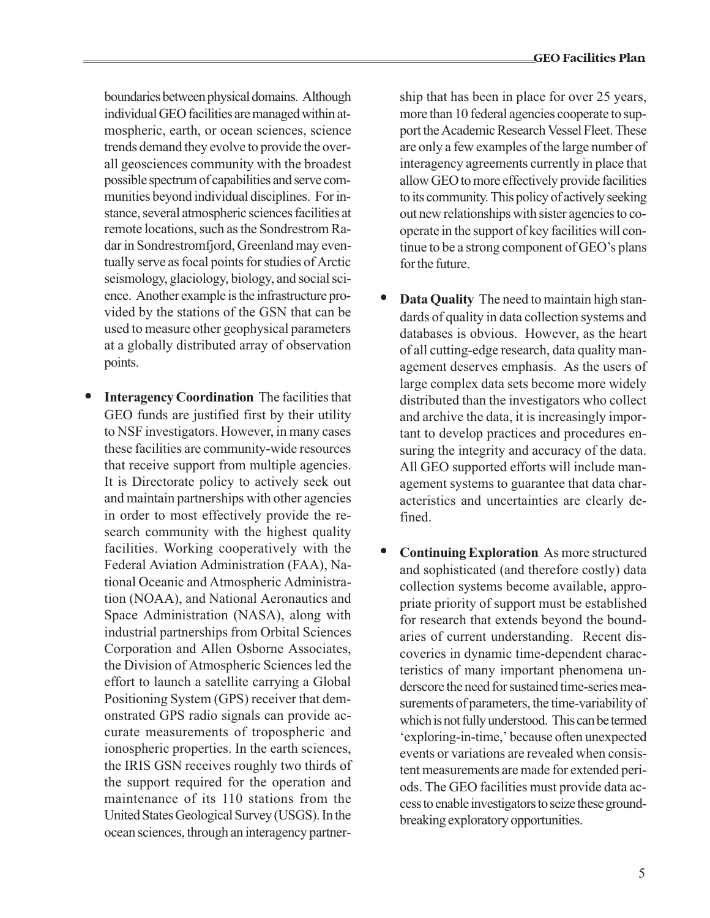boundaries between physical domains. Although individual GEO facilities are managed within atmospheric, earth, or ocean sciences, science trends demand they evolve to provide the overall geosciences community with the broadest possible spectrum of capabilities and serve communities beyond individual disciplines. For instance, several atmospheric sciences facilities at remote locations, such as the Sondrestrom Radar in Sondrestromfjord, Greenland may eventually serve as focal points for studies of Arctic seismology, glaciology, biology, and social science. Another example is the infrastructure provided by the stations of the GSN that can be used to measure other geophysical parameters at a globally distributed array of observation points.

- **Interagency Coordination** The facilities that GEO funds are justified first by their utility to NSF investigators. However, in many cases these facilities are community-wide resources that receive support from multiple agencies. It is Directorate policy to actively seek out and maintain partnerships with other agencies in order to most effectively provide the research community with the highest quality facilities. Working cooperatively with the Federal Aviation Administration (FAA), National Oceanic and Atmospheric Administration (NOAA), and National Aeronautics and Space Administration (NASA), along with industrial partnerships from Orbital Sciences Corporation and Allen Osborne Associates, the Division of Atmospheric Sciences led the effort to launch a satellite carrying a Global Positioning System (GPS) receiver that demonstrated GPS radio signals can provide accurate measurements of tropospheric and ionospheric properties. In the earth sciences, the IRIS GSN receives roughly two thirds of the support required for the operation and maintenance of its 110 stations from the United States Geological Survey (USGS). In the ocean sciences, through an interagency partnership that has been in place for over 25 years, more than 10 federal agencies cooperate to support the Academic Research Vessel Fleet. These are only a few examples of the large number of interagency agreements currently in place that allow GEO to more effectively provide facilities to its community. This policy of actively seeking out new relationships with sister agencies to cooperate in the support of key facilities will continue to be a strong component of GEO's plans for the future.

- **Data Quality** The need to maintain high standards of quality in data collection systems and databases is obvious. However, as the heart of all cutting-edge research, data quality management deserves emphasis. As the users of large complex data sets become more widely distributed than the investigators who collect and archive the data, it is increasingly important to develop practices and procedures ensuring the integrity and accuracy of the data. All GEO supported efforts will include management systems to guarantee that data characteristics and uncertainties are clearly defined.

- **Continuing Exploration** As more structured and sophisticated (and therefore costly) data collection systems become available, appropriate priority of support must be established for research that extends beyond the boundaries of current understanding. Recent discoveries in dynamic time-dependent characteristics of many important phenomena underscore the need for sustained time-series measurements of parameters, the time-variability of which is not fully understood. This can be termed 'exploring-in-time,' because often unexpected events or variations are revealed when consistent measurements are made for extended periods. The GEO facilities must provide data access to enable investigators to seize these groundbreaking exploratory opportunities.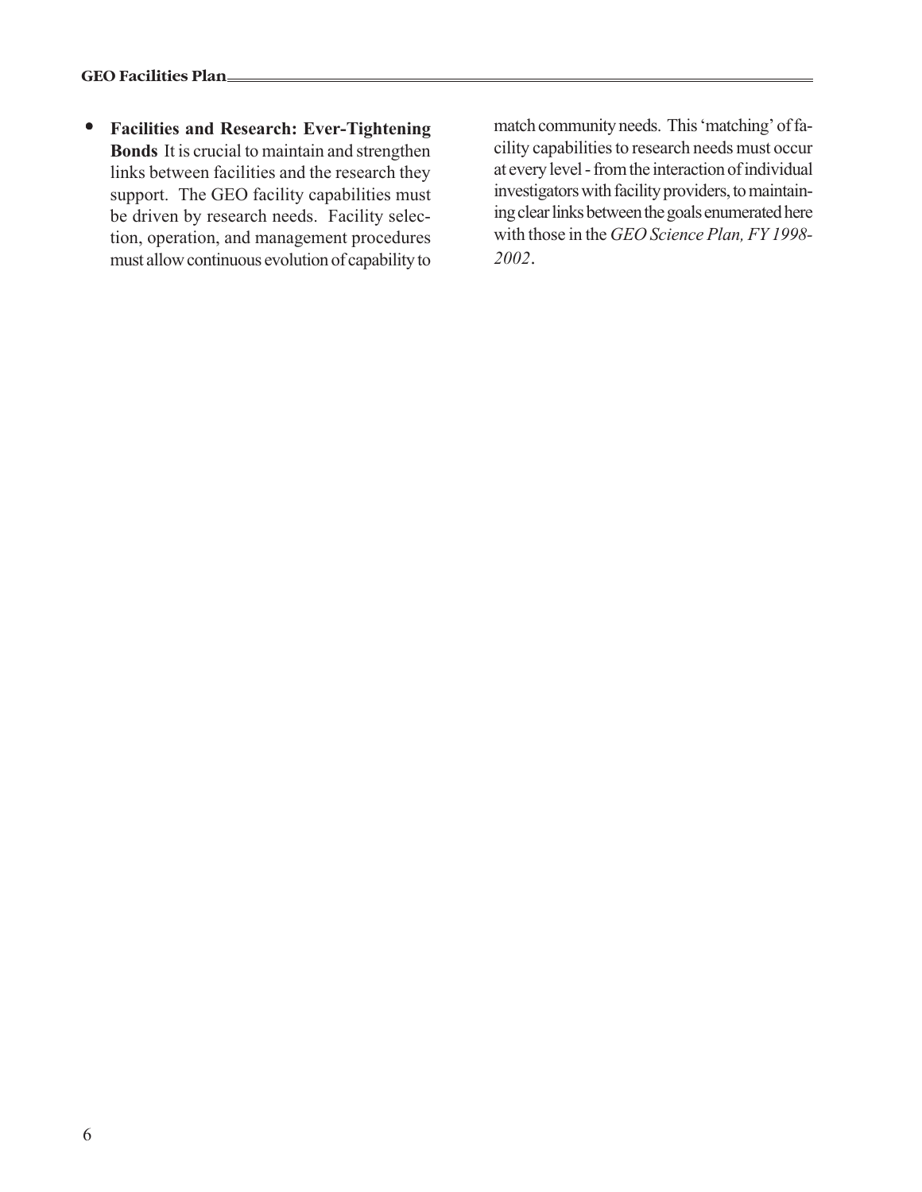- **Facilities and Research: Ever-Tightening Bonds** It is crucial to maintain and strengthen links between facilities and the research they support. The GEO facility capabilities must be driven by research needs. Facility selection, operation, and management procedures must allow continuous evolution of capability to match community needs. This 'matching' of facility capabilities to research needs must occur at every level - from the interaction of individual investigators with facility providers, to maintaining clear links between the goals enumerated here with those in the *GEO Science Plan, FY 1998-2002*.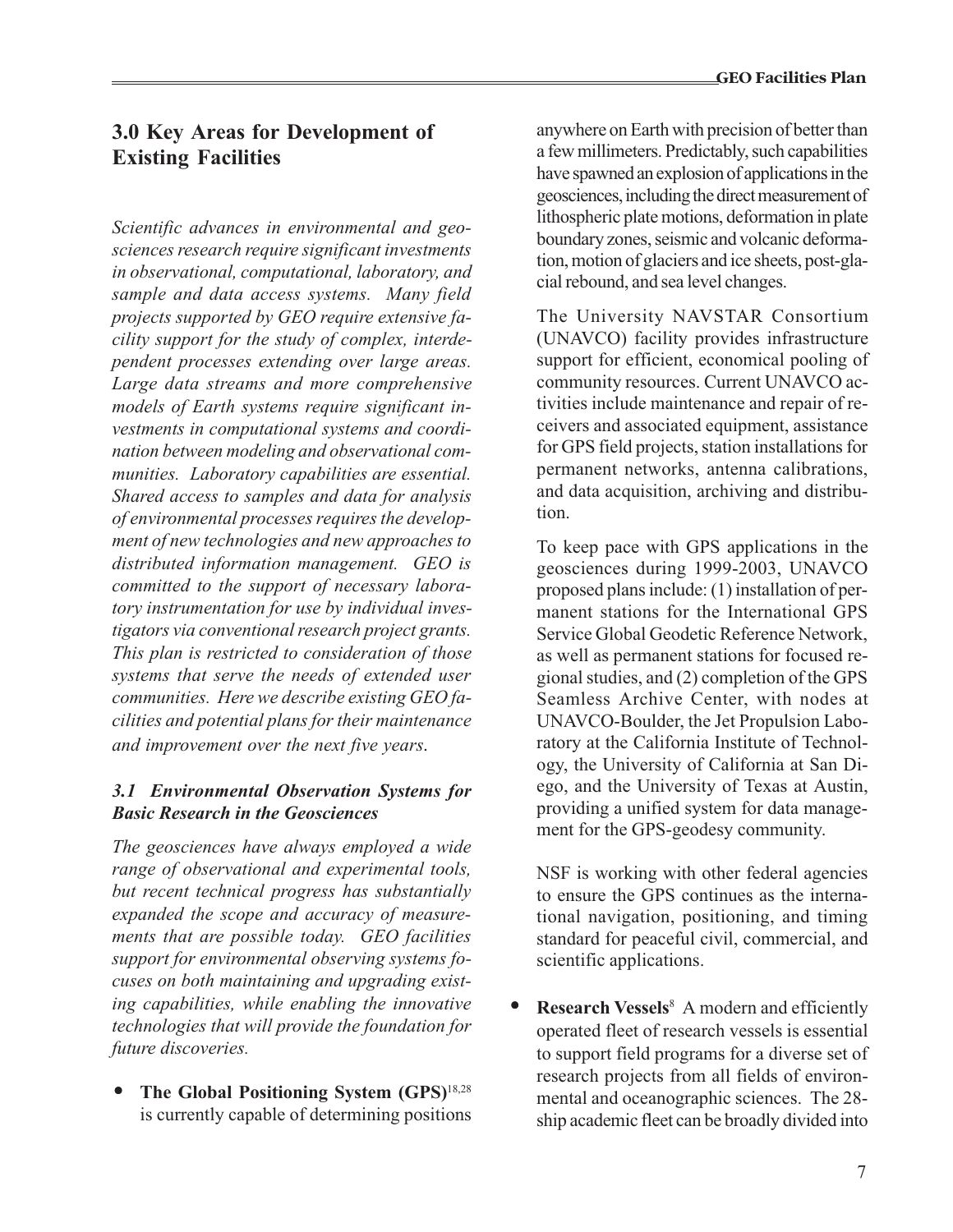## 3.0 Key Areas for Development of Existing Facilities

*Scientific advances in environmental and geosciences research require significant investments in observational, computational, laboratory, and sample and data access systems. Many field projects supported by GEO require extensive facility support for the study of complex, interdependent processes extending over large areas. Large data streams and more comprehensive models of Earth systems require significant investments in computational systems and coordination between modeling and observational communities. Laboratory capabilities are essential. Shared access to samples and data for analysis of environmental processes requires the development of new technologies and new approaches to distributed information management. GEO is committed to the support of necessary laboratory instrumentation for use by individual investigators via conventional research project grants. This plan is restricted to consideration of those systems that serve the needs of extended user communities. Here we describe existing GEO facilities and potential plans for their maintenance and improvement over the next five years.*

### *3.1 Environmental Observation Systems for Basic Research in the Geosciences*

*The geosciences have always employed a wide range of observational and experimental tools, but recent technical progress has substantially expanded the scope and accuracy of measurements that are possible today. GEO facilities support for environmental observing systems focuses on both maintaining and upgrading existing capabilities, while enabling the innovative technologies that will provide the foundation for future discoveries.*

- **The Global Positioning System (GPS)**[18,28] is currently capable of determining positions anywhere on Earth with precision of better than a few millimeters. Predictably, such capabilities have spawned an explosion of applications in the geosciences, including the direct measurement of lithospheric plate motions, deformation in plate boundary zones, seismic and volcanic deformation, motion of glaciers and ice sheets, post-glacial rebound, and sea level changes.

  The University NAVSTAR Consortium (UNAVCO) facility provides infrastructure support for efficient, economical pooling of community resources. Current UNAVCO activities include maintenance and repair of receivers and associated equipment, assistance for GPS field projects, station installations for permanent networks, antenna calibrations, and data acquisition, archiving and distribution.

  To keep pace with GPS applications in the geosciences during 1999-2003, UNAVCO proposed plans include: (1) installation of permanent stations for the International GPS Service Global Geodetic Reference Network, as well as permanent stations for focused regional studies, and (2) completion of the GPS Seamless Archive Center, with nodes at UNAVCO-Boulder, the Jet Propulsion Laboratory at the California Institute of Technology, the University of California at San Diego, and the University of Texas at Austin, providing a unified system for data management for the GPS-geodesy community.

  NSF is working with other federal agencies to ensure the GPS continues as the international navigation, positioning, and timing standard for peaceful civil, commercial, and scientific applications.

- **Research Vessels**[8] A modern and efficiently operated fleet of research vessels is essential to support field programs for a diverse set of research projects from all fields of environmental and oceanographic sciences. The 28-ship academic fleet can be broadly divided into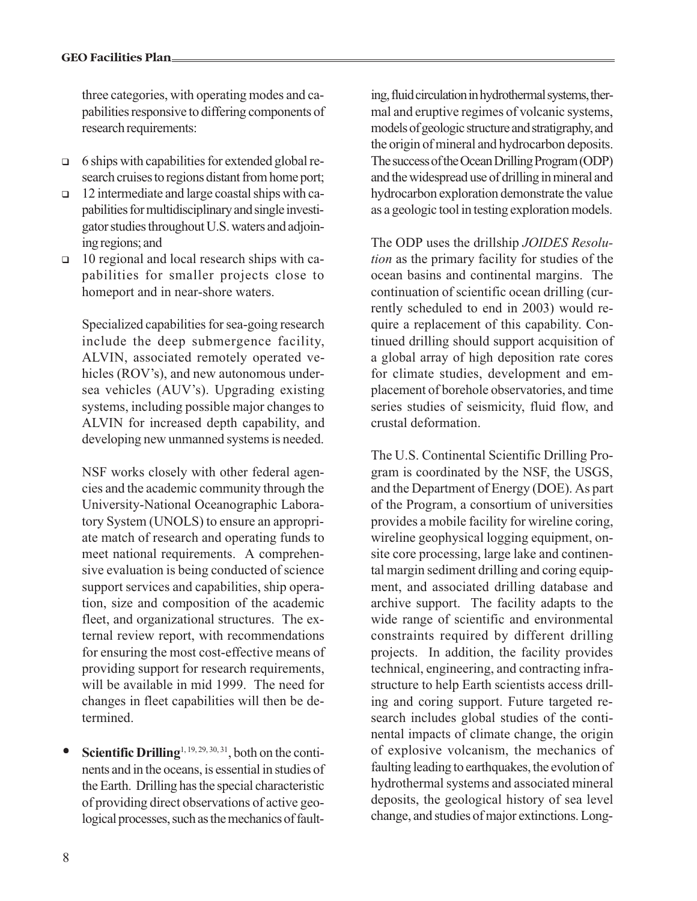three categories, with operating modes and capabilities responsive to differing components of research requirements:

- 6 ships with capabilities for extended global research cruises to regions distant from home port;
- 12 intermediate and large coastal ships with capabilities for multidisciplinary and single investigator studies throughout U.S. waters and adjoining regions; and
- 10 regional and local research ships with capabilities for smaller projects close to homeport and in near-shore waters.

Specialized capabilities for sea-going research include the deep submergence facility, ALVIN, associated remotely operated vehicles (ROV's), and new autonomous undersea vehicles (AUV's). Upgrading existing systems, including possible major changes to ALVIN for increased depth capability, and developing new unmanned systems is needed.

NSF works closely with other federal agencies and the academic community through the University-National Oceanographic Laboratory System (UNOLS) to ensure an appropriate match of research and operating funds to meet national requirements. A comprehensive evaluation is being conducted of science support services and capabilities, ship operation, size and composition of the academic fleet, and organizational structures. The external review report, with recommendations for ensuring the most cost-effective means of providing support for research requirements, will be available in mid 1999. The need for changes in fleet capabilities will then be determined.

- **Scientific Drilling**[1, 19, 29, 30, 31], both on the continents and in the oceans, is essential in studies of the Earth. Drilling has the special characteristic of providing direct observations of active geological processes, such as the mechanics of faulting, fluid circulation in hydrothermal systems, thermal and eruptive regimes of volcanic systems, models of geologic structure and stratigraphy, and the origin of mineral and hydrocarbon deposits. The success of the Ocean Drilling Program (ODP) and the widespread use of drilling in mineral and hydrocarbon exploration demonstrate the value as a geologic tool in testing exploration models.

The ODP uses the drillship *JOIDES Resolution* as the primary facility for studies of the ocean basins and continental margins. The continuation of scientific ocean drilling (currently scheduled to end in 2003) would require a replacement of this capability. Continued drilling should support acquisition of a global array of high deposition rate cores for climate studies, development and emplacement of borehole observatories, and time series studies of seismicity, fluid flow, and crustal deformation.

The U.S. Continental Scientific Drilling Program is coordinated by the NSF, the USGS, and the Department of Energy (DOE). As part of the Program, a consortium of universities provides a mobile facility for wireline coring, wireline geophysical logging equipment, onsite core processing, large lake and continental margin sediment drilling and coring equipment, and associated drilling database and archive support. The facility adapts to the wide range of scientific and environmental constraints required by different drilling projects. In addition, the facility provides technical, engineering, and contracting infrastructure to help Earth scientists access drilling and coring support. Future targeted research includes global studies of the continental impacts of climate change, the origin of explosive volcanism, the mechanics of faulting leading to earthquakes, the evolution of hydrothermal systems and associated mineral deposits, the geological history of sea level change, and studies of major extinctions. Long-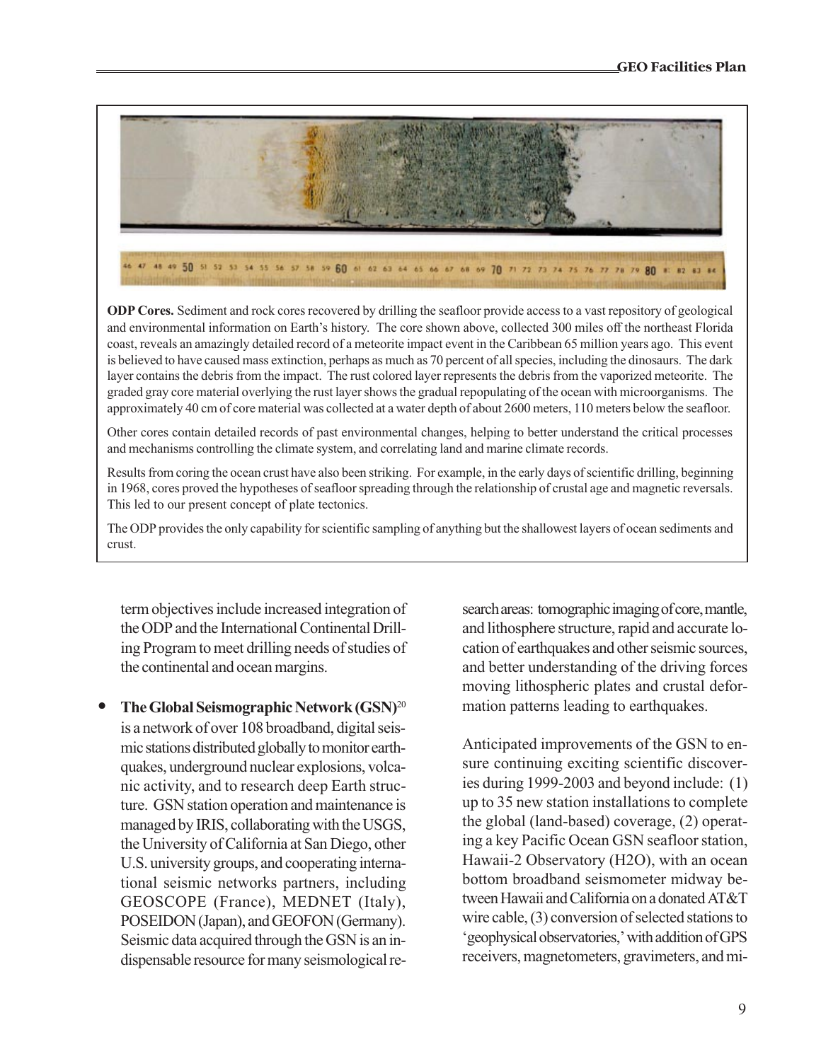**ODP Cores.** Sediment and rock cores recovered by drilling the seafloor provide access to a vast repository of geological and environmental information on Earth's history. The core shown above, collected 300 miles off the northeast Florida coast, reveals an amazingly detailed record of a meteorite impact event in the Caribbean 65 million years ago. This event is believed to have caused mass extinction, perhaps as much as 70 percent of all species, including the dinosaurs. The dark layer contains the debris from the impact. The rust colored layer represents the debris from the vaporized meteorite. The graded gray core material overlying the rust layer shows the gradual repopulating of the ocean with microorganisms. The approximately 40 cm of core material was collected at a water depth of about 2600 meters, 110 meters below the seafloor.

Other cores contain detailed records of past environmental changes, helping to better understand the critical processes and mechanisms controlling the climate system, and correlating land and marine climate records.

Results from coring the ocean crust have also been striking. For example, in the early days of scientific drilling, beginning in 1968, cores proved the hypotheses of seafloor spreading through the relationship of crustal age and magnetic reversals. This led to our present concept of plate tectonics.

The ODP provides the only capability for scientific sampling of anything but the shallowest layers of ocean sediments and crust.

term objectives include increased integration of the ODP and the International Continental Drilling Program to meet drilling needs of studies of the continental and ocean margins.

- **The Global Seismographic Network (GSN)**[20] is a network of over 108 broadband, digital seismic stations distributed globally to monitor earthquakes, underground nuclear explosions, volcanic activity, and to research deep Earth structure. GSN station operation and maintenance is managed by IRIS, collaborating with the USGS, the University of California at San Diego, other U.S. university groups, and cooperating international seismic networks partners, including GEOSCOPE (France), MEDNET (Italy), POSEIDON (Japan), and GEOFON (Germany). Seismic data acquired through the GSN is an indispensable resource for many seismological research areas: tomographic imaging of core, mantle, and lithosphere structure, rapid and accurate location of earthquakes and other seismic sources, and better understanding of the driving forces moving lithospheric plates and crustal deformation patterns leading to earthquakes.

  Anticipated improvements of the GSN to ensure continuing exciting scientific discoveries during 1999-2003 and beyond include: (1) up to 35 new station installations to complete the global (land-based) coverage, (2) operating a key Pacific Ocean GSN seafloor station, Hawaii-2 Observatory (H2O), with an ocean bottom broadband seismometer midway between Hawaii and California on a donated AT&T wire cable, (3) conversion of selected stations to 'geophysical observatories,' with addition of GPS receivers, magnetometers, gravimeters, and mi-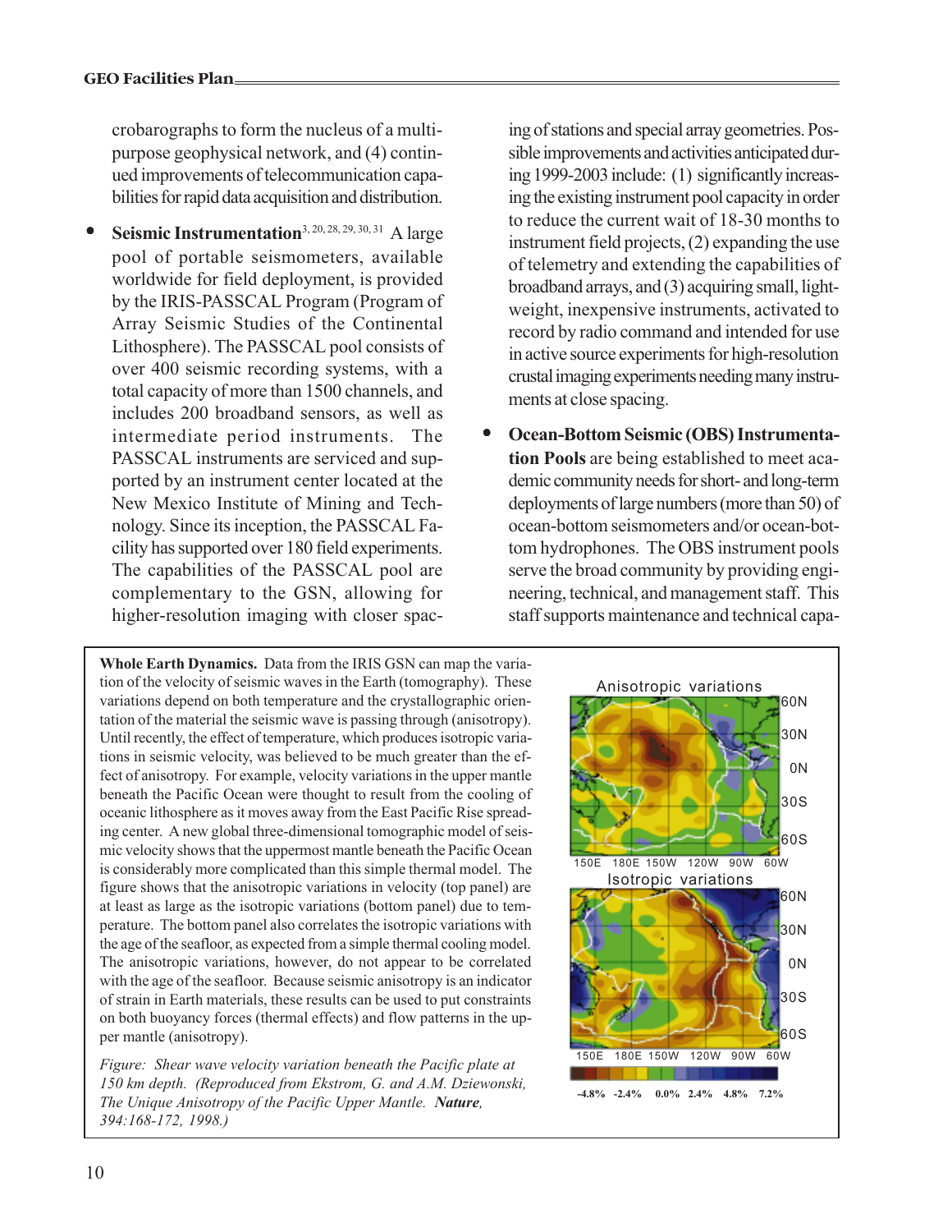crobarographs to form the nucleus of a multipurpose geophysical network, and (4) continued improvements of telecommunication capabilities for rapid data acquisition and distribution.

- **Seismic Instrumentation**[3, 20, 28, 29, 30, 31] A large pool of portable seismometers, available worldwide for field deployment, is provided by the IRIS-PASSCAL Program (Program of Array Seismic Studies of the Continental Lithosphere). The PASSCAL pool consists of over 400 seismic recording systems, with a total capacity of more than 1500 channels, and includes 200 broadband sensors, as well as intermediate period instruments. The PASSCAL instruments are serviced and supported by an instrument center located at the New Mexico Institute of Mining and Technology. Since its inception, the PASSCAL Facility has supported over 180 field experiments. The capabilities of the PASSCAL pool are complementary to the GSN, allowing for higher-resolution imaging with closer spacing of stations and special array geometries. Possible improvements and activities anticipated during 1999-2003 include: (1) significantly increasing the existing instrument pool capacity in order to reduce the current wait of 18-30 months to instrument field projects, (2) expanding the use of telemetry and extending the capabilities of broadband arrays, and (3) acquiring small, lightweight, inexpensive instruments, activated to record by radio command and intended for use in active source experiments for high-resolution crustal imaging experiments needing many instruments at close spacing.

- **Ocean-Bottom Seismic (OBS) Instrumentation Pools** are being established to meet academic community needs for short- and long-term deployments of large numbers (more than 50) of ocean-bottom seismometers and/or ocean-bottom hydrophones. The OBS instrument pools serve the broad community by providing engineering, technical, and management staff. This staff supports maintenance and technical capa-

**Whole Earth Dynamics.** Data from the IRIS GSN can map the variation of the velocity of seismic waves in the Earth (tomography). These variations depend on both temperature and the crystallographic orientation of the material the seismic wave is passing through (anisotropy). Until recently, the effect of temperature, which produces isotropic variations in seismic velocity, was believed to be much greater than the effect of anisotropy. For example, velocity variations in the upper mantle beneath the Pacific Ocean were thought to result from the cooling of oceanic lithosphere as it moves away from the East Pacific Rise spreading center. A new global three-dimensional tomographic model of seismic velocity shows that the uppermost mantle beneath the Pacific Ocean is considerably more complicated than this simple thermal model. The figure shows that the anisotropic variations in velocity (top panel) are at least as large as the isotropic variations (bottom panel) due to temperature. The bottom panel also correlates the isotropic variations with the age of the seafloor, as expected from a simple thermal cooling model. The anisotropic variations, however, do not appear to be correlated with the age of the seafloor. Because seismic anisotropy is an indicator of strain in Earth materials, these results can be used to put constraints on both buoyancy forces (thermal effects) and flow patterns in the upper mantle (anisotropy).

*Figure: Shear wave velocity variation beneath the Pacific plate at 150 km depth. (Reproduced from Ekstrom, G. and A.M. Dziewonski, The Unique Anisotropy of the Pacific Upper Mantle. **Nature**, 394:168-172, 1998.)*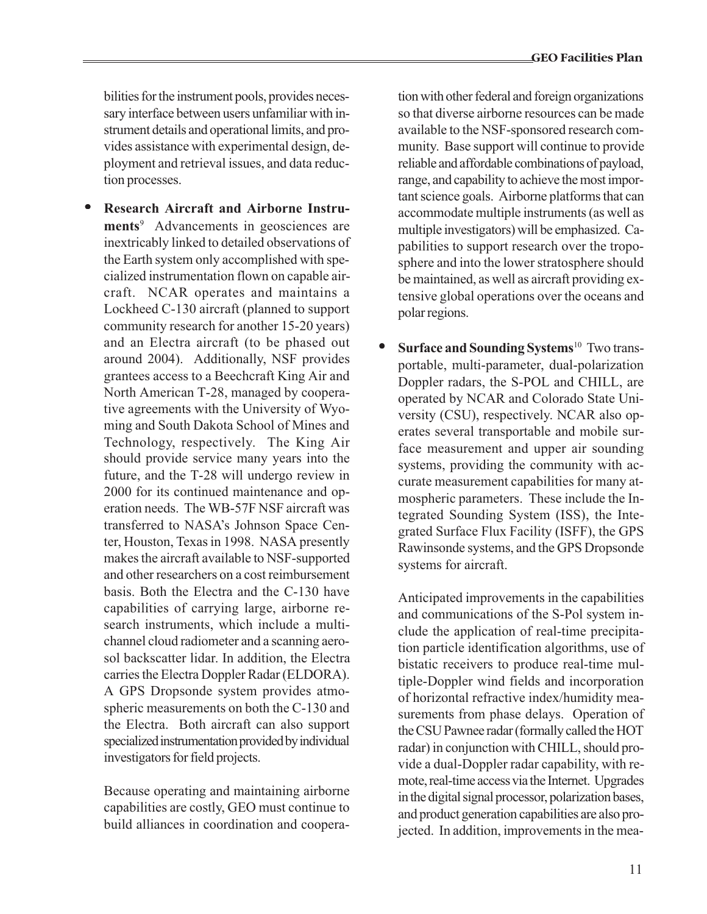bilities for the instrument pools, provides necessary interface between users unfamiliar with instrument details and operational limits, and provides assistance with experimental design, deployment and retrieval issues, and data reduction processes.

- **Research Aircraft and Airborne Instruments**[9] Advancements in geosciences are inextricably linked to detailed observations of the Earth system only accomplished with specialized instrumentation flown on capable aircraft. NCAR operates and maintains a Lockheed C-130 aircraft (planned to support community research for another 15-20 years) and an Electra aircraft (to be phased out around 2004). Additionally, NSF provides grantees access to a Beechcraft King Air and North American T-28, managed by cooperative agreements with the University of Wyoming and South Dakota School of Mines and Technology, respectively. The King Air should provide service many years into the future, and the T-28 will undergo review in 2000 for its continued maintenance and operation needs. The WB-57F NSF aircraft was transferred to NASA's Johnson Space Center, Houston, Texas in 1998. NASA presently makes the aircraft available to NSF-supported and other researchers on a cost reimbursement basis. Both the Electra and the C-130 have capabilities of carrying large, airborne research instruments, which include a multichannel cloud radiometer and a scanning aerosol backscatter lidar. In addition, the Electra carries the Electra Doppler Radar (ELDORA). A GPS Dropsonde system provides atmospheric measurements on both the C-130 and the Electra. Both aircraft can also support specialized instrumentation provided by individual investigators for field projects.

  Because operating and maintaining airborne capabilities are costly, GEO must continue to build alliances in coordination and cooperation with other federal and foreign organizations so that diverse airborne resources can be made available to the NSF-sponsored research community. Base support will continue to provide reliable and affordable combinations of payload, range, and capability to achieve the most important science goals. Airborne platforms that can accommodate multiple instruments (as well as multiple investigators) will be emphasized. Capabilities to support research over the troposphere and into the lower stratosphere should be maintained, as well as aircraft providing extensive global operations over the oceans and polar regions.

- **Surface and Sounding Systems**[10] Two transportable, multi-parameter, dual-polarization Doppler radars, the S-POL and CHILL, are operated by NCAR and Colorado State University (CSU), respectively. NCAR also operates several transportable and mobile surface measurement and upper air sounding systems, providing the community with accurate measurement capabilities for many atmospheric parameters. These include the Integrated Sounding System (ISS), the Integrated Surface Flux Facility (ISFF), the GPS Rawinsonde systems, and the GPS Dropsonde systems for aircraft.

  Anticipated improvements in the capabilities and communications of the S-Pol system include the application of real-time precipitation particle identification algorithms, use of bistatic receivers to produce real-time multiple-Doppler wind fields and incorporation of horizontal refractive index/humidity measurements from phase delays. Operation of the CSU Pawnee radar (formally called the HOT radar) in conjunction with CHILL, should provide a dual-Doppler radar capability, with remote, real-time access via the Internet. Upgrades in the digital signal processor, polarization bases, and product generation capabilities are also projected. In addition, improvements in the mea-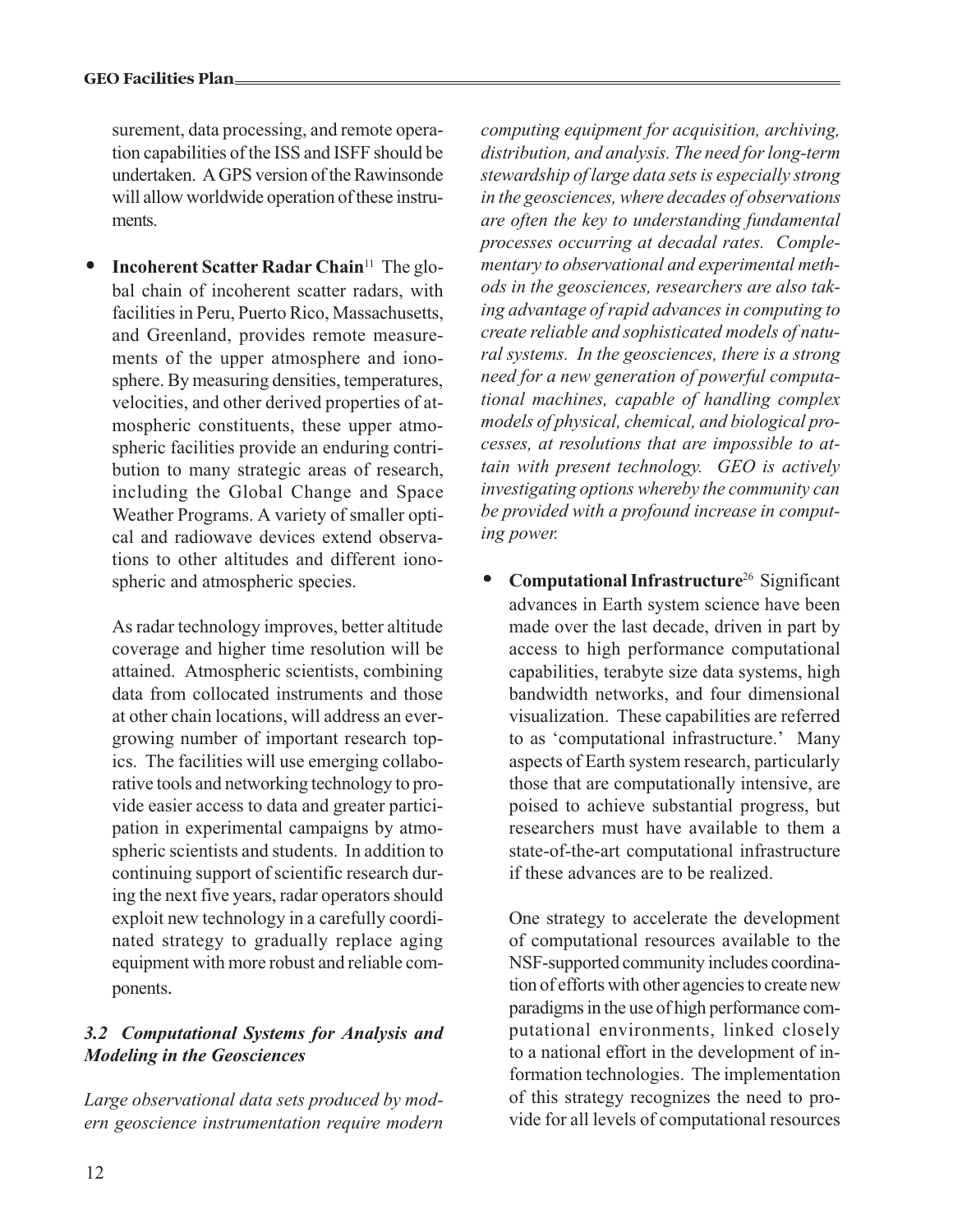surement, data processing, and remote operation capabilities of the ISS and ISFF should be undertaken. A GPS version of the Rawinsonde will allow worldwide operation of these instruments.

- **Incoherent Scatter Radar Chain**[11] The global chain of incoherent scatter radars, with facilities in Peru, Puerto Rico, Massachusetts, and Greenland, provides remote measurements of the upper atmosphere and ionosphere. By measuring densities, temperatures, velocities, and other derived properties of atmospheric constituents, these upper atmospheric facilities provide an enduring contribution to many strategic areas of research, including the Global Change and Space Weather Programs. A variety of smaller optical and radiowave devices extend observations to other altitudes and different ionospheric and atmospheric species.

  As radar technology improves, better altitude coverage and higher time resolution will be attained. Atmospheric scientists, combining data from collocated instruments and those at other chain locations, will address an ever-growing number of important research topics. The facilities will use emerging collaborative tools and networking technology to provide easier access to data and greater participation in experimental campaigns by atmospheric scientists and students. In addition to continuing support of scientific research during the next five years, radar operators should exploit new technology in a carefully coordinated strategy to gradually replace aging equipment with more robust and reliable components.

### *3.2 Computational Systems for Analysis and Modeling in the Geosciences*

*Large observational data sets produced by modern geoscience instrumentation require modern computing equipment for acquisition, archiving, distribution, and analysis. The need for long-term stewardship of large data sets is especially strong in the geosciences, where decades of observations are often the key to understanding fundamental processes occurring at decadal rates. Complementary to observational and experimental methods in the geosciences, researchers are also taking advantage of rapid advances in computing to create reliable and sophisticated models of natural systems. In the geosciences, there is a strong need for a new generation of powerful computational machines, capable of handling complex models of physical, chemical, and biological processes, at resolutions that are impossible to attain with present technology. GEO is actively investigating options whereby the community can be provided with a profound increase in computing power.*

- **Computational Infrastructure**[26] Significant advances in Earth system science have been made over the last decade, driven in part by access to high performance computational capabilities, terabyte size data systems, high bandwidth networks, and four dimensional visualization. These capabilities are referred to as 'computational infrastructure.' Many aspects of Earth system research, particularly those that are computationally intensive, are poised to achieve substantial progress, but researchers must have available to them a state-of-the-art computational infrastructure if these advances are to be realized.

  One strategy to accelerate the development of computational resources available to the NSF-supported community includes coordination of efforts with other agencies to create new paradigms in the use of high performance computational environments, linked closely to a national effort in the development of information technologies. The implementation of this strategy recognizes the need to provide for all levels of computational resources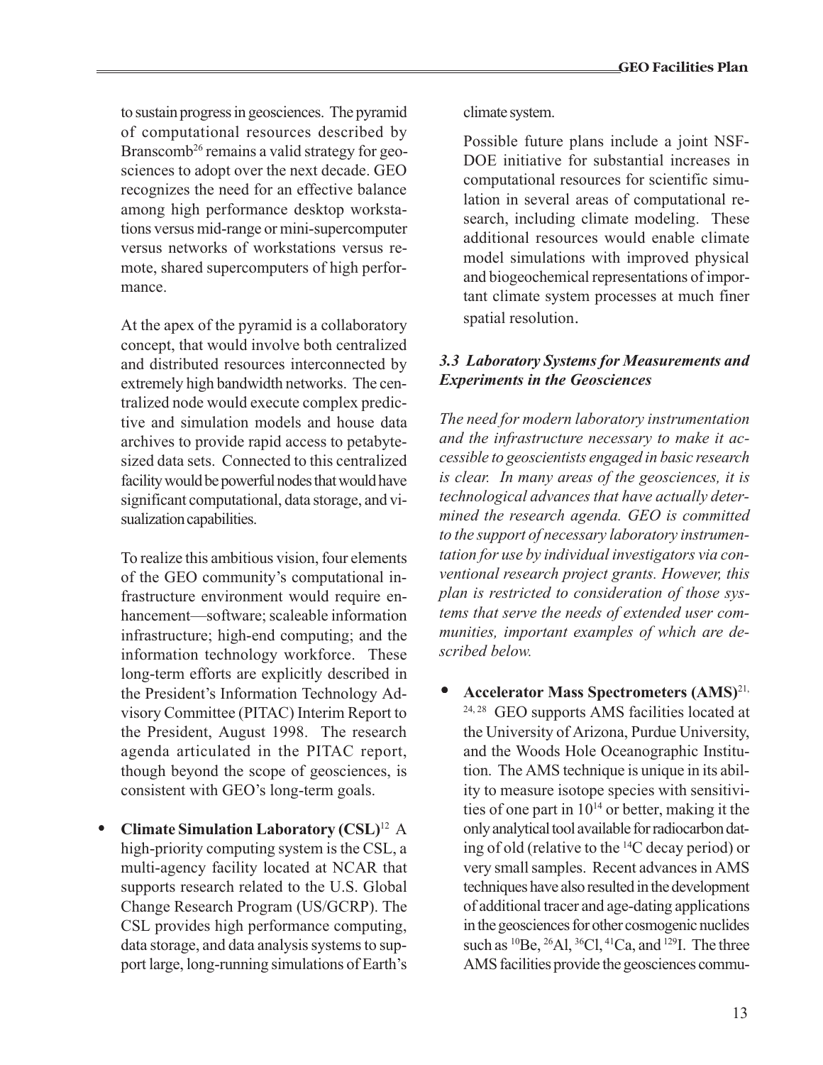to sustain progress in geosciences. The pyramid of computational resources described by Branscomb[26] remains a valid strategy for geosciences to adopt over the next decade. GEO recognizes the need for an effective balance among high performance desktop workstations versus mid-range or mini-supercomputer versus networks of workstations versus remote, shared supercomputers of high performance.

At the apex of the pyramid is a collaboratory concept, that would involve both centralized and distributed resources interconnected by extremely high bandwidth networks. The centralized node would execute complex predictive and simulation models and house data archives to provide rapid access to petabyte-sized data sets. Connected to this centralized facility would be powerful nodes that would have significant computational, data storage, and visualization capabilities.

To realize this ambitious vision, four elements of the GEO community's computational infrastructure environment would require enhancement—software; scaleable information infrastructure; high-end computing; and the information technology workforce. These long-term efforts are explicitly described in the President's Information Technology Advisory Committee (PITAC) Interim Report to the President, August 1998. The research agenda articulated in the PITAC report, though beyond the scope of geosciences, is consistent with GEO's long-term goals.

- **Climate Simulation Laboratory (CSL)**[12] A high-priority computing system is the CSL, a multi-agency facility located at NCAR that supports research related to the U.S. Global Change Research Program (US/GCRP). The CSL provides high performance computing, data storage, and data analysis systems to support large, long-running simulations of Earth's climate system.

  Possible future plans include a joint NSF-DOE initiative for substantial increases in computational resources for scientific simulation in several areas of computational research, including climate modeling. These additional resources would enable climate model simulations with improved physical and biogeochemical representations of important climate system processes at much finer spatial resolution.

### *3.3 Laboratory Systems for Measurements and Experiments in the Geosciences*

*The need for modern laboratory instrumentation and the infrastructure necessary to make it accessible to geoscientists engaged in basic research is clear. In many areas of the geosciences, it is technological advances that have actually determined the research agenda. GEO is committed to the support of necessary laboratory instrumentation for use by individual investigators via conventional research project grants. However, this plan is restricted to consideration of those systems that serve the needs of extended user communities, important examples of which are described below.*

- **Accelerator Mass Spectrometers (AMS)**[21, 24, 28] GEO supports AMS facilities located at the University of Arizona, Purdue University, and the Woods Hole Oceanographic Institution. The AMS technique is unique in its ability to measure isotope species with sensitivities of one part in $10^{14}$ or better, making it the only analytical tool available for radiocarbon dating of old (relative to the $^{14}C$ decay period) or very small samples. Recent advances in AMS techniques have also resulted in the development of additional tracer and age-dating applications in the geosciences for other cosmogenic nuclides such as $^{10}Be$, $^{26}Al$, $^{36}Cl$, $^{41}Ca$, and $^{129}I$. The three AMS facilities provide the geosciences commu-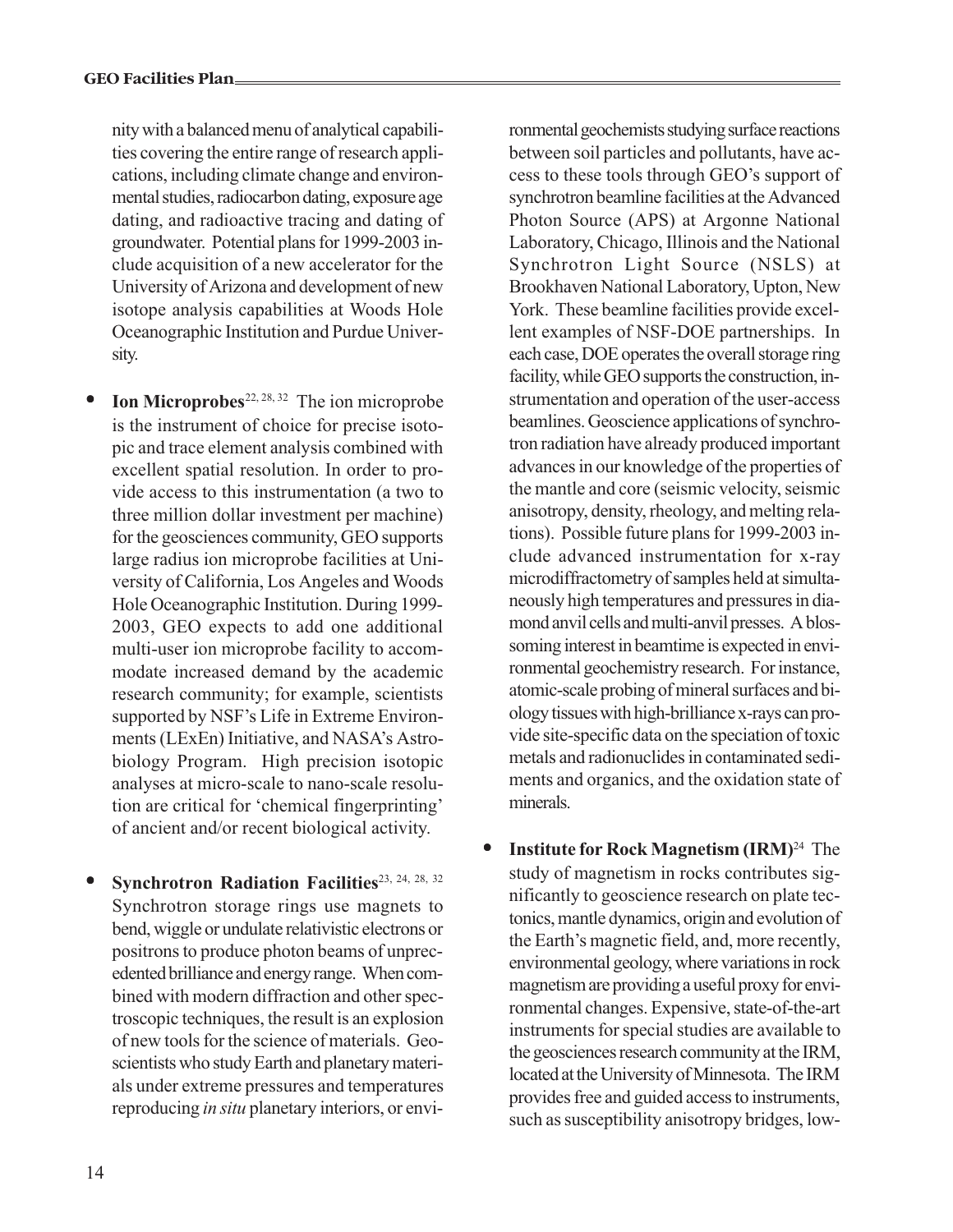nity with a balanced menu of analytical capabilities covering the entire range of research applications, including climate change and environmental studies, radiocarbon dating, exposure age dating, and radioactive tracing and dating of groundwater. Potential plans for 1999-2003 include acquisition of a new accelerator for the University of Arizona and development of new isotope analysis capabilities at Woods Hole Oceanographic Institution and Purdue University.

- **Ion Microprobes**[22, 28, 32] The ion microprobe is the instrument of choice for precise isotopic and trace element analysis combined with excellent spatial resolution. In order to provide access to this instrumentation (a two to three million dollar investment per machine) for the geosciences community, GEO supports large radius ion microprobe facilities at University of California, Los Angeles and Woods Hole Oceanographic Institution. During 1999-2003, GEO expects to add one additional multi-user ion microprobe facility to accommodate increased demand by the academic research community; for example, scientists supported by NSF's Life in Extreme Environments (LExEn) Initiative, and NASA's Astrobiology Program. High precision isotopic analyses at micro-scale to nano-scale resolution are critical for 'chemical fingerprinting' of ancient and/or recent biological activity.

- **Synchrotron Radiation Facilities**[23, 24, 28, 32] Synchrotron storage rings use magnets to bend, wiggle or undulate relativistic electrons or positrons to produce photon beams of unprecedented brilliance and energy range. When combined with modern diffraction and other spectroscopic techniques, the result is an explosion of new tools for the science of materials. Geoscientists who study Earth and planetary materials under extreme pressures and temperatures reproducing *in situ* planetary interiors, or environmental geochemists studying surface reactions between soil particles and pollutants, have access to these tools through GEO's support of synchrotron beamline facilities at the Advanced Photon Source (APS) at Argonne National Laboratory, Chicago, Illinois and the National Synchrotron Light Source (NSLS) at Brookhaven National Laboratory, Upton, New York. These beamline facilities provide excellent examples of NSF-DOE partnerships. In each case, DOE operates the overall storage ring facility, while GEO supports the construction, instrumentation and operation of the user-access beamlines. Geoscience applications of synchrotron radiation have already produced important advances in our knowledge of the properties of the mantle and core (seismic velocity, seismic anisotropy, density, rheology, and melting relations). Possible future plans for 1999-2003 include advanced instrumentation for x-ray microdiffractometry of samples held at simultaneously high temperatures and pressures in diamond anvil cells and multi-anvil presses. A blossoming interest in beamtime is expected in environmental geochemistry research. For instance, atomic-scale probing of mineral surfaces and biology tissues with high-brilliance x-rays can provide site-specific data on the speciation of toxic metals and radionuclides in contaminated sediments and organics, and the oxidation state of minerals.

- **Institute for Rock Magnetism (IRM)**[24] The study of magnetism in rocks contributes significantly to geoscience research on plate tectonics, mantle dynamics, origin and evolution of the Earth's magnetic field, and, more recently, environmental geology, where variations in rock magnetism are providing a useful proxy for environmental changes. Expensive, state-of-the-art instruments for special studies are available to the geosciences research community at the IRM, located at the University of Minnesota. The IRM provides free and guided access to instruments, such as susceptibility anisotropy bridges, low-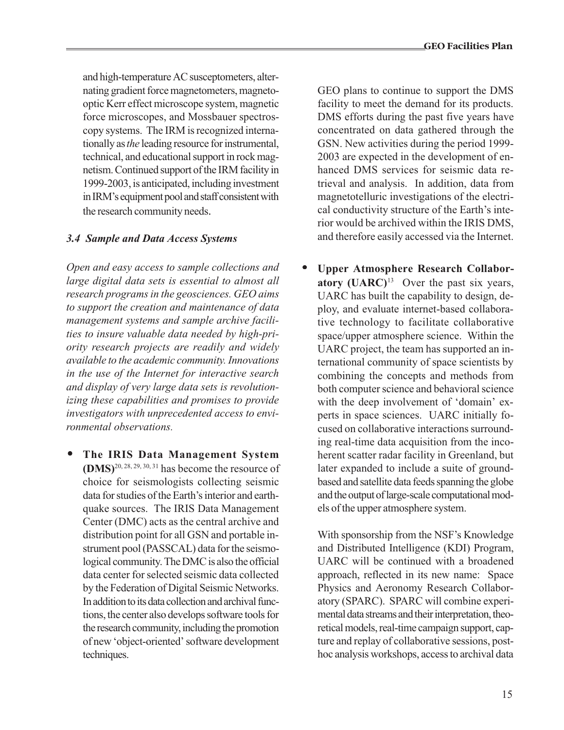and high-temperature AC susceptometers, alternating gradient force magnetometers, magneto-optic Kerr effect microscope system, magnetic force microscopes, and Mossbauer spectroscopy systems. The IRM is recognized internationally as *the* leading resource for instrumental, technical, and educational support in rock magnetism. Continued support of the IRM facility in 1999-2003, is anticipated, including investment in IRM's equipment pool and staff consistent with the research community needs.

### *3.4 Sample and Data Access Systems*

*Open and easy access to sample collections and large digital data sets is essential to almost all research programs in the geosciences. GEO aims to support the creation and maintenance of data management systems and sample archive facilities to insure valuable data needed by high-priority research projects are readily and widely available to the academic community. Innovations in the use of the Internet for interactive search and display of very large data sets is revolutionizing these capabilities and promises to provide investigators with unprecedented access to environmental observations.*

- **The IRIS Data Management System (DMS)**[20, 28, 29, 30, 31] has become the resource of choice for seismologists collecting seismic data for studies of the Earth's interior and earthquake sources. The IRIS Data Management Center (DMC) acts as the central archive and distribution point for all GSN and portable instrument pool (PASSCAL) data for the seismological community. The DMC is also the official data center for selected seismic data collected by the Federation of Digital Seismic Networks. In addition to its data collection and archival functions, the center also develops software tools for the research community, including the promotion of new 'object-oriented' software development techniques.

  GEO plans to continue to support the DMS facility to meet the demand for its products. DMS efforts during the past five years have concentrated on data gathered through the GSN. New activities during the period 1999-2003 are expected in the development of enhanced DMS services for seismic data retrieval and analysis. In addition, data from magnetotelluric investigations of the electrical conductivity structure of the Earth's interior would be archived within the IRIS DMS, and therefore easily accessed via the Internet.

- **Upper Atmosphere Research Collaboratory (UARC)**[13] Over the past six years, UARC has built the capability to design, deploy, and evaluate internet-based collaborative technology to facilitate collaborative space/upper atmosphere science. Within the UARC project, the team has supported an international community of space scientists by combining the concepts and methods from both computer science and behavioral science with the deep involvement of 'domain' experts in space sciences. UARC initially focused on collaborative interactions surrounding real-time data acquisition from the incoherent scatter radar facility in Greenland, but later expanded to include a suite of ground-based and satellite data feeds spanning the globe and the output of large-scale computational models of the upper atmosphere system.

  With sponsorship from the NSF's Knowledge and Distributed Intelligence (KDI) Program, UARC will be continued with a broadened approach, reflected in its new name: Space Physics and Aeronomy Research Collaboratory (SPARC). SPARC will combine experimental data streams and their interpretation, theoretical models, real-time campaign support, capture and replay of collaborative sessions, post-hoc analysis workshops, access to archival data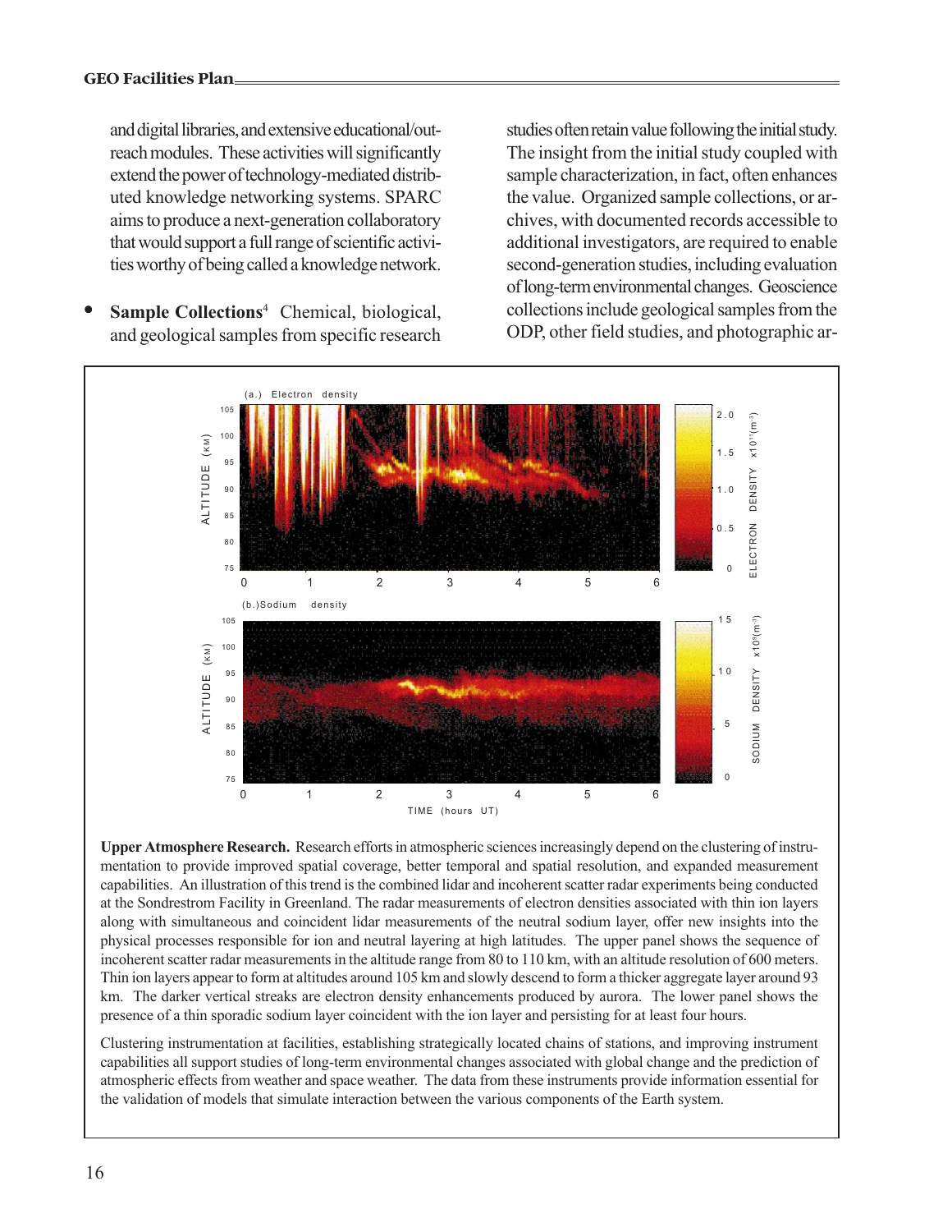and digital libraries, and extensive educational/outreach modules. These activities will significantly extend the power of technology-mediated distributed knowledge networking systems. SPARC aims to produce a next-generation collaboratory that would support a full range of scientific activities worthy of being called a knowledge network.

- **Sample Collections**[4] Chemical, biological, and geological samples from specific research studies often retain value following the initial study. The insight from the initial study coupled with sample characterization, in fact, often enhances the value. Organized sample collections, or archives, with documented records accessible to additional investigators, are required to enable second-generation studies, including evaluation of long-term environmental changes. Geoscience collections include geological samples from the ODP, other field studies, and photographic ar-

**Upper Atmosphere Research.** Research efforts in atmospheric sciences increasingly depend on the clustering of instrumentation to provide improved spatial coverage, better temporal and spatial resolution, and expanded measurement capabilities. An illustration of this trend is the combined lidar and incoherent scatter radar experiments being conducted at the Sondrestrom Facility in Greenland. The radar measurements of electron densities associated with thin ion layers along with simultaneous and coincident lidar measurements of the neutral sodium layer, offer new insights into the physical processes responsible for ion and neutral layering at high latitudes. The upper panel shows the sequence of incoherent scatter radar measurements in the altitude range from 80 to 110 km, with an altitude resolution of 600 meters. Thin ion layers appear to form at altitudes around 105 km and slowly descend to form a thicker aggregate layer around 93 km. The darker vertical streaks are electron density enhancements produced by aurora. The lower panel shows the presence of a thin sporadic sodium layer coincident with the ion layer and persisting for at least four hours.

Clustering instrumentation at facilities, establishing strategically located chains of stations, and improving instrument capabilities all support studies of long-term environmental changes associated with global change and the prediction of atmospheric effects from weather and space weather. The data from these instruments provide information essential for the validation of models that simulate interaction between the various components of the Earth system.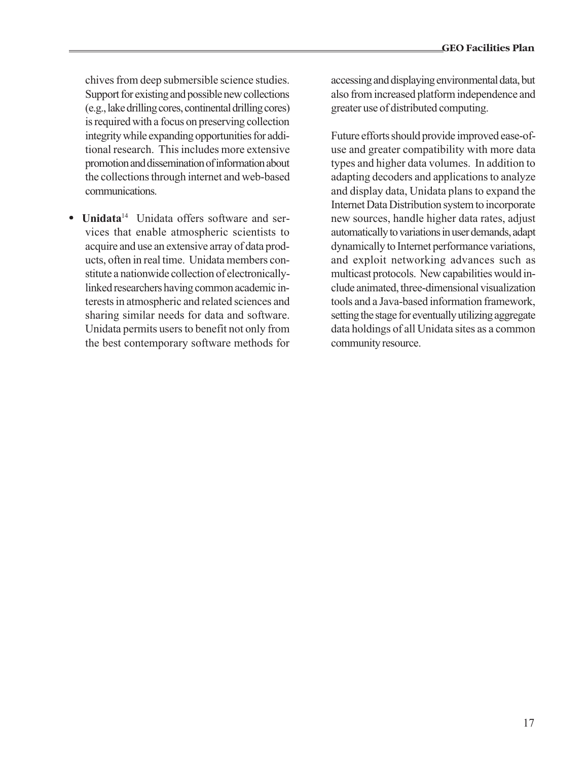chives from deep submersible science studies. Support for existing and possible new collections (e.g., lake drilling cores, continental drilling cores) is required with a focus on preserving collection integrity while expanding opportunities for additional research. This includes more extensive promotion and dissemination of information about the collections through internet and web-based communications.

- **Unidata**[14] Unidata offers software and services that enable atmospheric scientists to acquire and use an extensive array of data products, often in real time. Unidata members constitute a nationwide collection of electronically-linked researchers having common academic interests in atmospheric and related sciences and sharing similar needs for data and software. Unidata permits users to benefit not only from the best contemporary software methods for accessing and displaying environmental data, but also from increased platform independence and greater use of distributed computing.

  Future efforts should provide improved ease-of-use and greater compatibility with more data types and higher data volumes. In addition to adapting decoders and applications to analyze and display data, Unidata plans to expand the Internet Data Distribution system to incorporate new sources, handle higher data rates, adjust automatically to variations in user demands, adapt dynamically to Internet performance variations, and exploit networking advances such as multicast protocols. New capabilities would include animated, three-dimensional visualization tools and a Java-based information framework, setting the stage for eventually utilizing aggregate data holdings of all Unidata sites as a common community resource.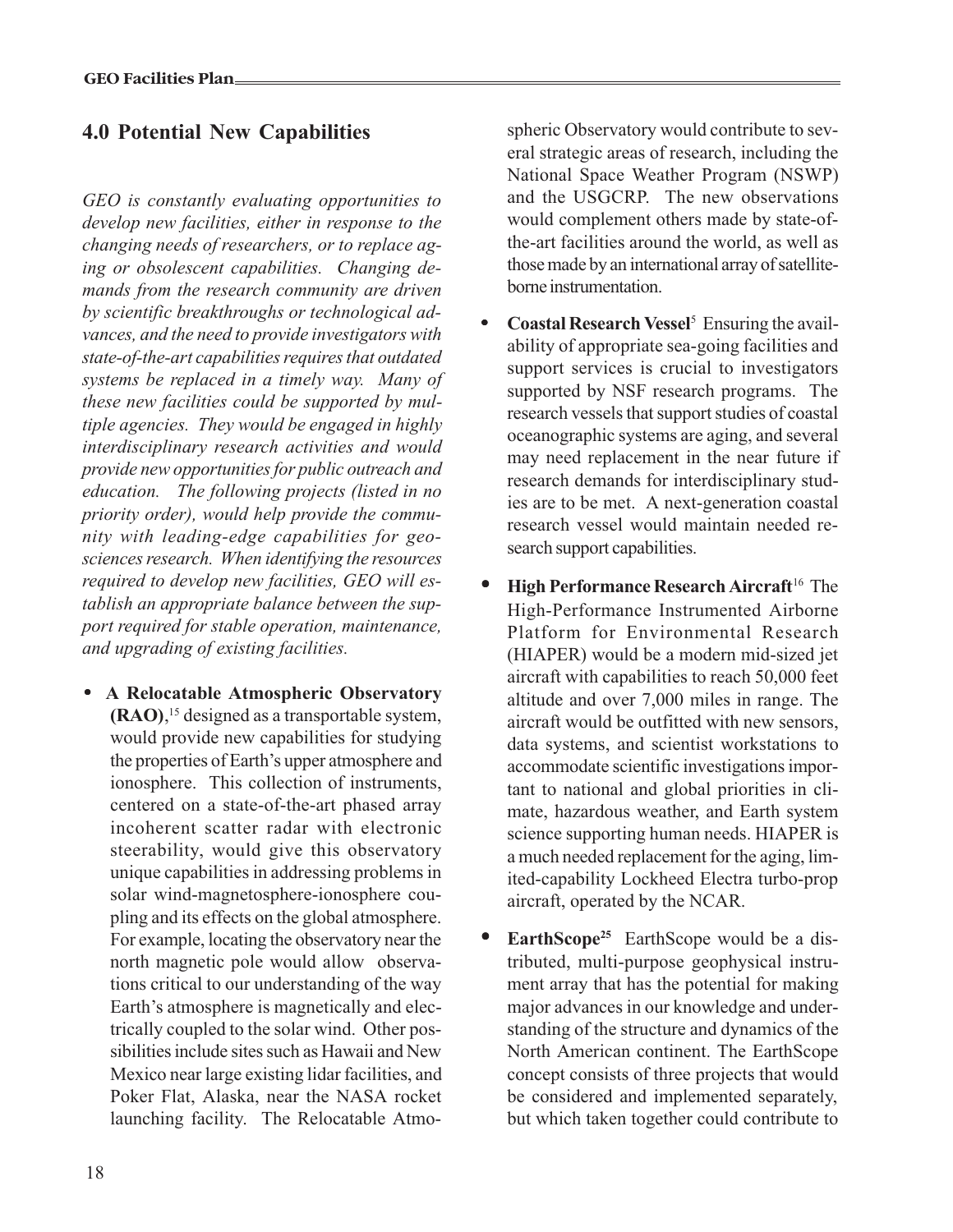## 4.0 Potential New Capabilities

*GEO is constantly evaluating opportunities to develop new facilities, either in response to the changing needs of researchers, or to replace aging or obsolescent capabilities. Changing demands from the research community are driven by scientific breakthroughs or technological advances, and the need to provide investigators with state-of-the-art capabilities requires that outdated systems be replaced in a timely way. Many of these new facilities could be supported by multiple agencies. They would be engaged in highly interdisciplinary research activities and would provide new opportunities for public outreach and education. The following projects (listed in no priority order), would help provide the community with leading-edge capabilities for geosciences research. When identifying the resources required to develop new facilities, GEO will establish an appropriate balance between the support required for stable operation, maintenance, and upgrading of existing facilities.*

- **A Relocatable Atmospheric Observatory (RAO)**,[15] designed as a transportable system, would provide new capabilities for studying the properties of Earth's upper atmosphere and ionosphere. This collection of instruments, centered on a state-of-the-art phased array incoherent scatter radar with electronic steerability, would give this observatory unique capabilities in addressing problems in solar wind-magnetosphere-ionosphere coupling and its effects on the global atmosphere. For example, locating the observatory near the north magnetic pole would allow observations critical to our understanding of the way Earth's atmosphere is magnetically and electrically coupled to the solar wind. Other possibilities include sites such as Hawaii and New Mexico near large existing lidar facilities, and Poker Flat, Alaska, near the NASA rocket launching facility. The Relocatable Atmospheric Observatory would contribute to several strategic areas of research, including the National Space Weather Program (NSWP) and the USGCRP. The new observations would complement others made by state-of-the-art facilities around the world, as well as those made by an international array of satellite-borne instrumentation.

- **Coastal Research Vessel**[5] Ensuring the availability of appropriate sea-going facilities and support services is crucial to investigators supported by NSF research programs. The research vessels that support studies of coastal oceanographic systems are aging, and several may need replacement in the near future if research demands for interdisciplinary studies are to be met. A next-generation coastal research vessel would maintain needed research support capabilities.

- **High Performance Research Aircraft**[16] The High-Performance Instrumented Airborne Platform for Environmental Research (HIAPER) would be a modern mid-sized jet aircraft with capabilities to reach 50,000 feet altitude and over 7,000 miles in range. The aircraft would be outfitted with new sensors, data systems, and scientist workstations to accommodate scientific investigations important to national and global priorities in climate, hazardous weather, and Earth system science supporting human needs. HIAPER is a much needed replacement for the aging, limited-capability Lockheed Electra turbo-prop aircraft, operated by the NCAR.

- **EarthScope**[25] EarthScope would be a distributed, multi-purpose geophysical instrument array that has the potential for making major advances in our knowledge and understanding of the structure and dynamics of the North American continent. The EarthScope concept consists of three projects that would be considered and implemented separately, but which taken together could contribute to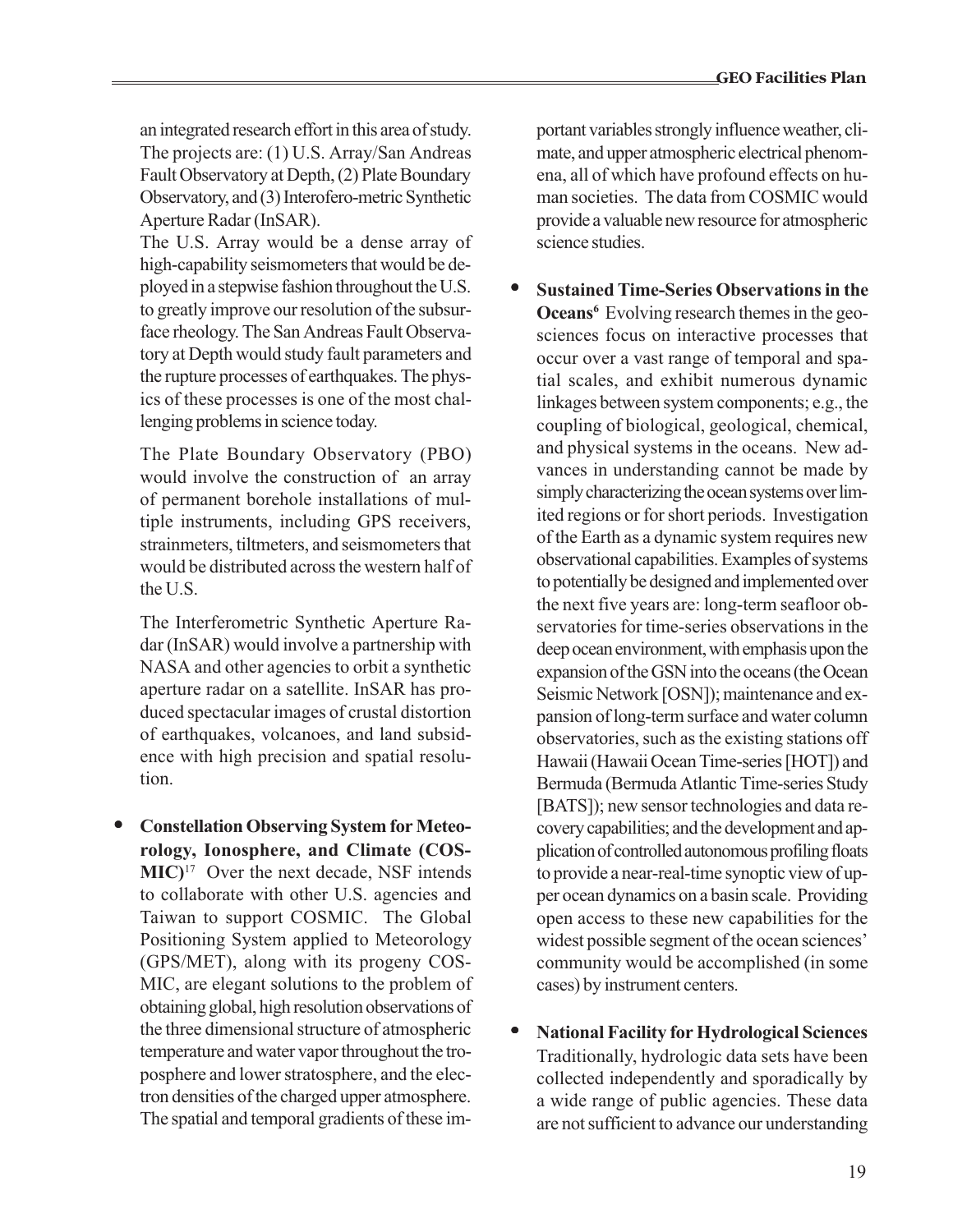an integrated research effort in this area of study. The projects are: (1) U.S. Array/San Andreas Fault Observatory at Depth, (2) Plate Boundary Observatory, and (3) Interofero-metric Synthetic Aperture Radar (InSAR).

The U.S. Array would be a dense array of high-capability seismometers that would be deployed in a stepwise fashion throughout the U.S. to greatly improve our resolution of the subsurface rheology. The San Andreas Fault Observatory at Depth would study fault parameters and the rupture processes of earthquakes. The physics of these processes is one of the most challenging problems in science today.

The Plate Boundary Observatory (PBO) would involve the construction of an array of permanent borehole installations of multiple instruments, including GPS receivers, strainmeters, tiltmeters, and seismometers that would be distributed across the western half of the U.S.

The Interferometric Synthetic Aperture Radar (InSAR) would involve a partnership with NASA and other agencies to orbit a synthetic aperture radar on a satellite. InSAR has produced spectacular images of crustal distortion of earthquakes, volcanoes, and land subsidence with high precision and spatial resolution.

- **Constellation Observing System for Meteorology, Ionosphere, and Climate (COSMIC)**[17] Over the next decade, NSF intends to collaborate with other U.S. agencies and Taiwan to support COSMIC. The Global Positioning System applied to Meteorology (GPS/MET), along with its progeny COSMIC, are elegant solutions to the problem of obtaining global, high resolution observations of the three dimensional structure of atmospheric temperature and water vapor throughout the troposphere and lower stratosphere, and the electron densities of the charged upper atmosphere. The spatial and temporal gradients of these important variables strongly influence weather, climate, and upper atmospheric electrical phenomena, all of which have profound effects on human societies. The data from COSMIC would provide a valuable new resource for atmospheric science studies.

- **Sustained Time-Series Observations in the Oceans**[6] Evolving research themes in the geosciences focus on interactive processes that occur over a vast range of temporal and spatial scales, and exhibit numerous dynamic linkages between system components; e.g., the coupling of biological, geological, chemical, and physical systems in the oceans. New advances in understanding cannot be made by simply characterizing the ocean systems over limited regions or for short periods. Investigation of the Earth as a dynamic system requires new observational capabilities. Examples of systems to potentially be designed and implemented over the next five years are: long-term seafloor observatories for time-series observations in the deep ocean environment, with emphasis upon the expansion of the GSN into the oceans (the Ocean Seismic Network [OSN]); maintenance and expansion of long-term surface and water column observatories, such as the existing stations off Hawaii (Hawaii Ocean Time-series [HOT]) and Bermuda (Bermuda Atlantic Time-series Study [BATS]); new sensor technologies and data recovery capabilities; and the development and application of controlled autonomous profiling floats to provide a near-real-time synoptic view of upper ocean dynamics on a basin scale. Providing open access to these new capabilities for the widest possible segment of the ocean sciences' community would be accomplished (in some cases) by instrument centers.

- **National Facility for Hydrological Sciences** Traditionally, hydrologic data sets have been collected independently and sporadically by a wide range of public agencies. These data are not sufficient to advance our understanding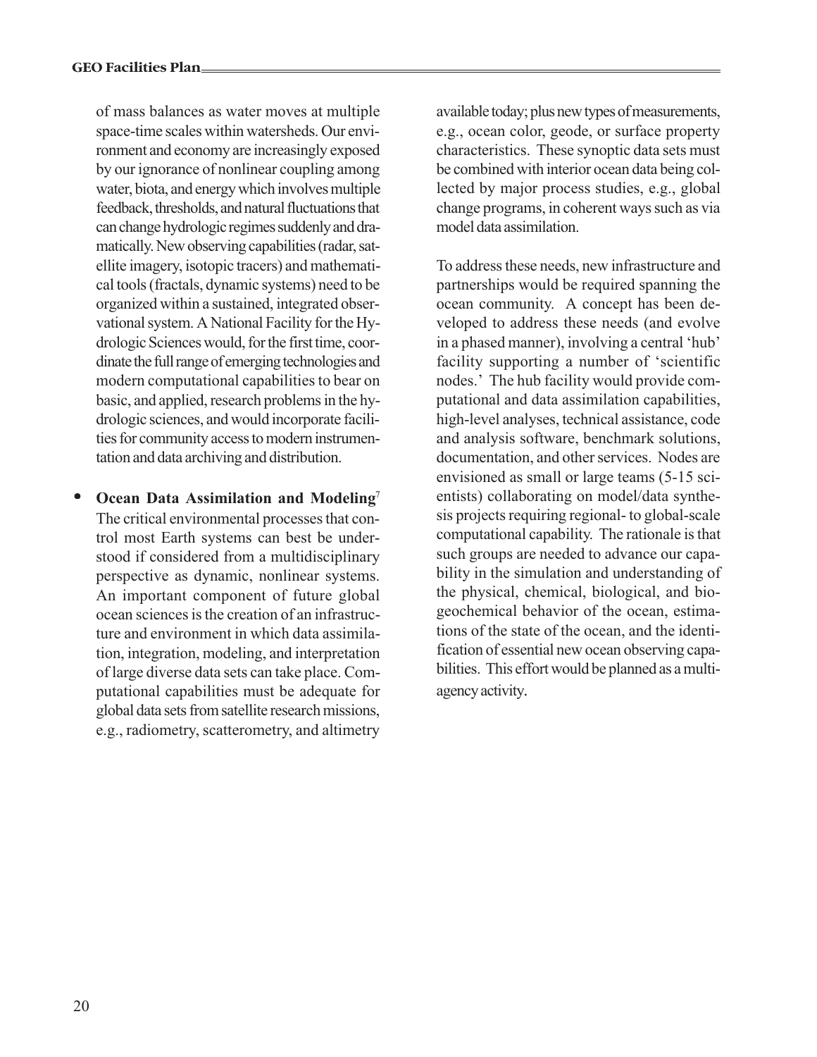of mass balances as water moves at multiple space-time scales within watersheds. Our environment and economy are increasingly exposed by our ignorance of nonlinear coupling among water, biota, and energy which involves multiple feedback, thresholds, and natural fluctuations that can change hydrologic regimes suddenly and dramatically. New observing capabilities (radar, satellite imagery, isotopic tracers) and mathematical tools (fractals, dynamic systems) need to be organized within a sustained, integrated observational system. A National Facility for the Hydrologic Sciences would, for the first time, coordinate the full range of emerging technologies and modern computational capabilities to bear on basic, and applied, research problems in the hydrologic sciences, and would incorporate facilities for community access to modern instrumentation and data archiving and distribution.

- **Ocean Data Assimilation and Modeling**[7] The critical environmental processes that control most Earth systems can best be understood if considered from a multidisciplinary perspective as dynamic, nonlinear systems. An important component of future global ocean sciences is the creation of an infrastructure and environment in which data assimilation, integration, modeling, and interpretation of large diverse data sets can take place. Computational capabilities must be adequate for global data sets from satellite research missions, e.g., radiometry, scatterometry, and altimetry available today; plus new types of measurements, e.g., ocean color, geode, or surface property characteristics. These synoptic data sets must be combined with interior ocean data being collected by major process studies, e.g., global change programs, in coherent ways such as via model data assimilation.

  To address these needs, new infrastructure and partnerships would be required spanning the ocean community. A concept has been developed to address these needs (and evolve in a phased manner), involving a central 'hub' facility supporting a number of 'scientific nodes.' The hub facility would provide computational and data assimilation capabilities, high-level analyses, technical assistance, code and analysis software, benchmark solutions, documentation, and other services. Nodes are envisioned as small or large teams (5-15 scientists) collaborating on model/data synthesis projects requiring regional- to global-scale computational capability. The rationale is that such groups are needed to advance our capability in the simulation and understanding of the physical, chemical, biological, and biogeochemical behavior of the ocean, estimations of the state of the ocean, and the identification of essential new ocean observing capabilities. This effort would be planned as a multiagency activity.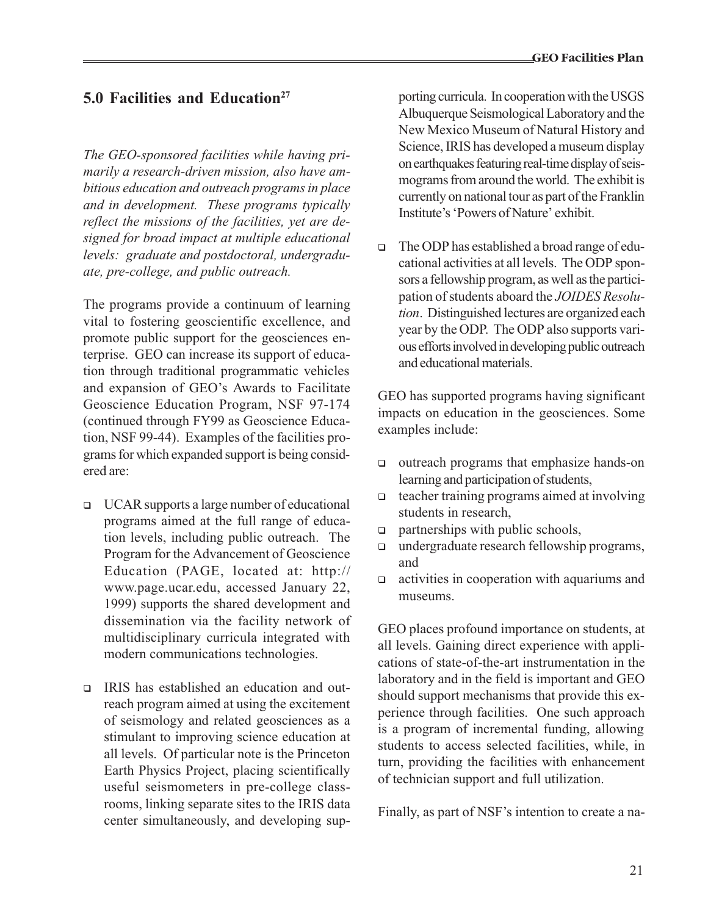## 5.0 Facilities and Education[27]

*The GEO-sponsored facilities while having primarily a research-driven mission, also have ambitious education and outreach programs in place and in development. These programs typically reflect the missions of the facilities, yet are designed for broad impact at multiple educational levels: graduate and postdoctoral, undergraduate, pre-college, and public outreach.*

The programs provide a continuum of learning vital to fostering geoscientific excellence, and promote public support for the geosciences enterprise. GEO can increase its support of education through traditional programmatic vehicles and expansion of GEO's Awards to Facilitate Geoscience Education Program, NSF 97-174 (continued through FY99 as Geoscience Education, NSF 99-44). Examples of the facilities programs for which expanded support is being considered are:

- UCAR supports a large number of educational programs aimed at the full range of education levels, including public outreach. The Program for the Advancement of Geoscience Education (PAGE, located at: http://www.page.ucar.edu, accessed January 22, 1999) supports the shared development and dissemination via the facility network of multidisciplinary curricula integrated with modern communications technologies.

- IRIS has established an education and outreach program aimed at using the excitement of seismology and related geosciences as a stimulant to improving science education at all levels. Of particular note is the Princeton Earth Physics Project, placing scientifically useful seismometers in pre-college classrooms, linking separate sites to the IRIS data center simultaneously, and developing supporting curricula. In cooperation with the USGS Albuquerque Seismological Laboratory and the New Mexico Museum of Natural History and Science, IRIS has developed a museum display on earthquakes featuring real-time display of seismograms from around the world. The exhibit is currently on national tour as part of the Franklin Institute's 'Powers of Nature' exhibit.

- The ODP has established a broad range of educational activities at all levels. The ODP sponsors a fellowship program, as well as the participation of students aboard the *JOIDES Resolution*. Distinguished lectures are organized each year by the ODP. The ODP also supports various efforts involved in developing public outreach and educational materials.

GEO has supported programs having significant impacts on education in the geosciences. Some examples include:

- outreach programs that emphasize hands-on learning and participation of students,
- teacher training programs aimed at involving students in research,
- partnerships with public schools,
- undergraduate research fellowship programs, and
- activities in cooperation with aquariums and museums.

GEO places profound importance on students, at all levels. Gaining direct experience with applications of state-of-the-art instrumentation in the laboratory and in the field is important and GEO should support mechanisms that provide this experience through facilities. One such approach is a program of incremental funding, allowing students to access selected facilities, while, in turn, providing the facilities with enhancement of technician support and full utilization.

Finally, as part of NSF's intention to create a na-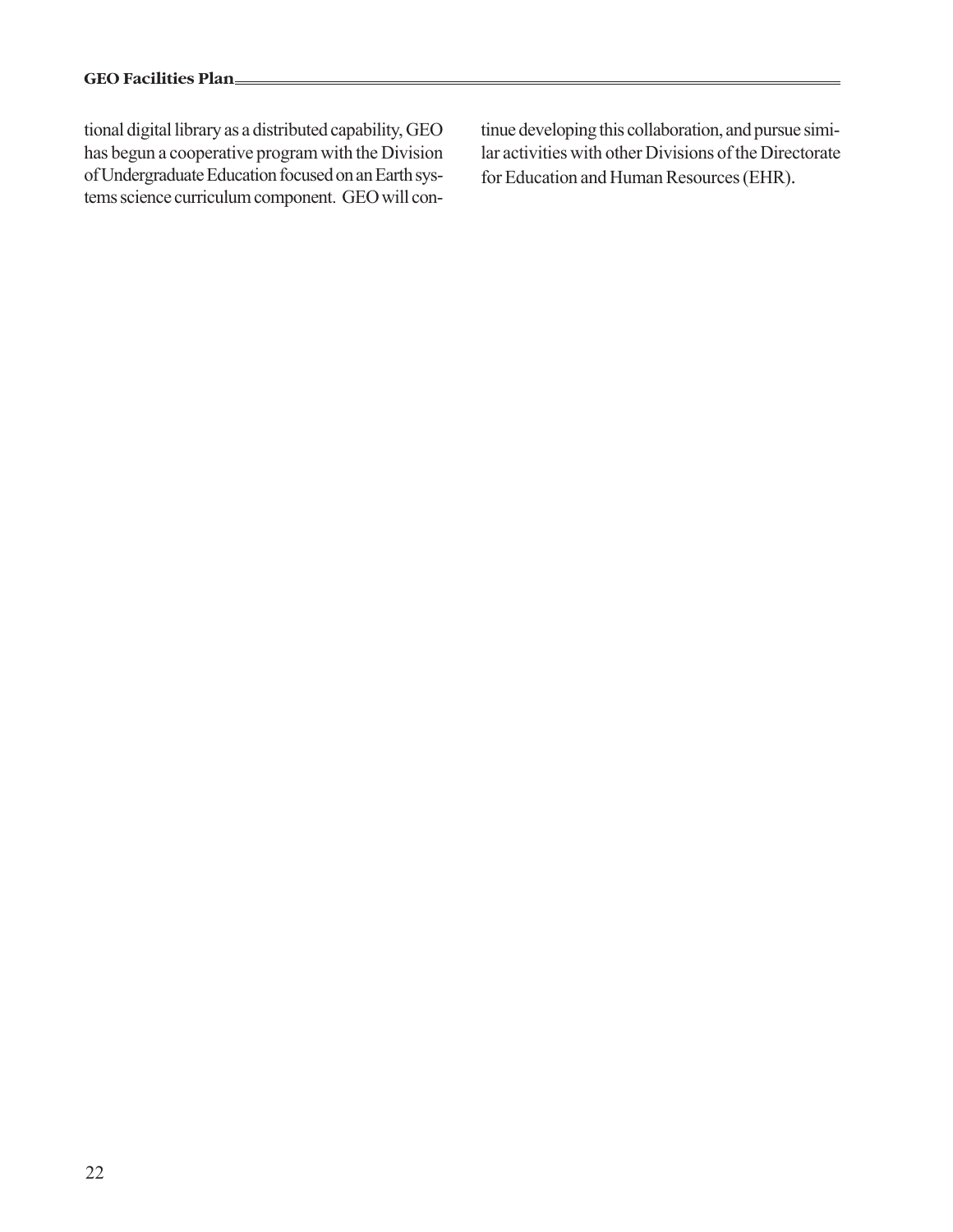tional digital library as a distributed capability, GEO has begun a cooperative program with the Division of Undergraduate Education focused on an Earth systems science curriculum component. GEO will continue developing this collaboration, and pursue similar activities with other Divisions of the Directorate for Education and Human Resources (EHR).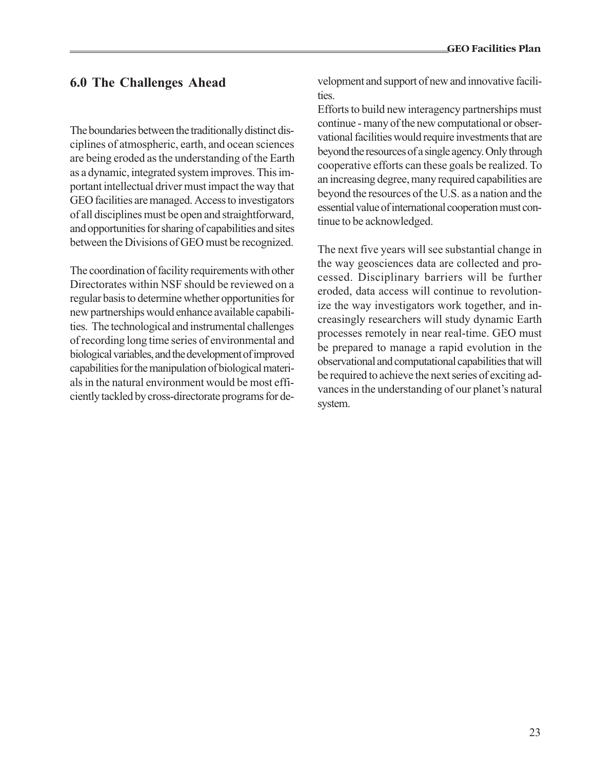## 6.0 The Challenges Ahead

The boundaries between the traditionally distinct disciplines of atmospheric, earth, and ocean sciences are being eroded as the understanding of the Earth as a dynamic, integrated system improves. This important intellectual driver must impact the way that GEO facilities are managed. Access to investigators of all disciplines must be open and straightforward, and opportunities for sharing of capabilities and sites between the Divisions of GEO must be recognized.

The coordination of facility requirements with other Directorates within NSF should be reviewed on a regular basis to determine whether opportunities for new partnerships would enhance available capabilities. The technological and instrumental challenges of recording long time series of environmental and biological variables, and the development of improved capabilities for the manipulation of biological materials in the natural environment would be most efficiently tackled by cross-directorate programs for development and support of new and innovative facilities.

Efforts to build new interagency partnerships must continue - many of the new computational or observational facilities would require investments that are beyond the resources of a single agency. Only through cooperative efforts can these goals be realized. To an increasing degree, many required capabilities are beyond the resources of the U.S. as a nation and the essential value of international cooperation must continue to be acknowledged.

The next five years will see substantial change in the way geosciences data are collected and processed. Disciplinary barriers will be further eroded, data access will continue to revolutionize the way investigators work together, and increasingly researchers will study dynamic Earth processes remotely in near real-time. GEO must be prepared to manage a rapid evolution in the observational and computational capabilities that will be required to achieve the next series of exciting advances in the understanding of our planet's natural system.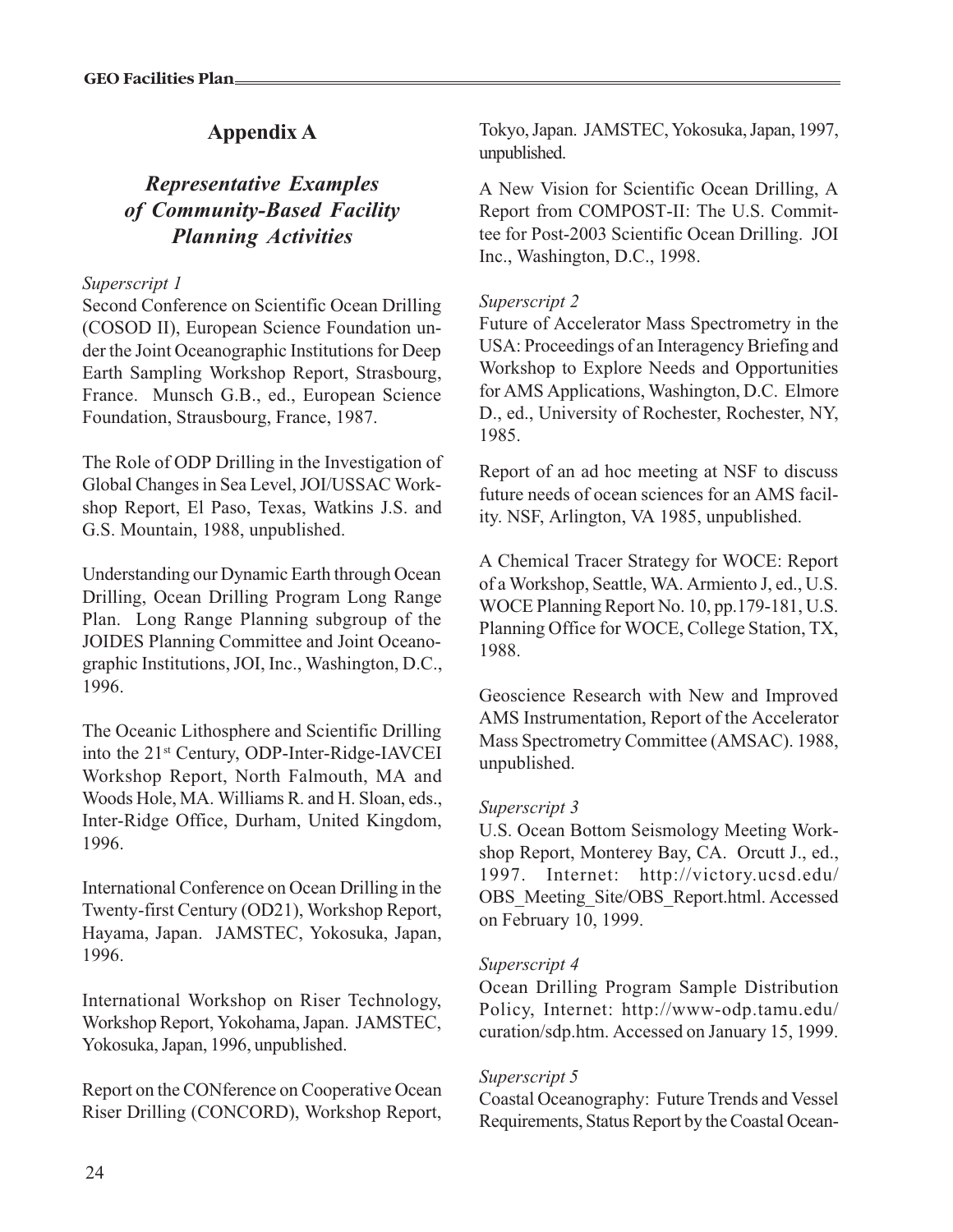## Appendix A

### *Representative Examples of Community-Based Facility Planning Activities*

*Superscript 1*

Second Conference on Scientific Ocean Drilling (COSOD II), European Science Foundation under the Joint Oceanographic Institutions for Deep Earth Sampling Workshop Report, Strasbourg, France. Munsch G.B., ed., European Science Foundation, Strausbourg, France, 1987.

The Role of ODP Drilling in the Investigation of Global Changes in Sea Level, JOI/USSAC Workshop Report, El Paso, Texas, Watkins J.S. and G.S. Mountain, 1988, unpublished.

Understanding our Dynamic Earth through Ocean Drilling, Ocean Drilling Program Long Range Plan. Long Range Planning subgroup of the JOIDES Planning Committee and Joint Oceanographic Institutions, JOI, Inc., Washington, D.C., 1996.

The Oceanic Lithosphere and Scientific Drilling into the 21st Century, ODP-Inter-Ridge-IAVCEI Workshop Report, North Falmouth, MA and Woods Hole, MA. Williams R. and H. Sloan, eds., Inter-Ridge Office, Durham, United Kingdom, 1996.

International Conference on Ocean Drilling in the Twenty-first Century (OD21), Workshop Report, Hayama, Japan. JAMSTEC, Yokosuka, Japan, 1996.

International Workshop on Riser Technology, Workshop Report, Yokohama, Japan. JAMSTEC, Yokosuka, Japan, 1996, unpublished.

Report on the CONference on Cooperative Ocean Riser Drilling (CONCORD), Workshop Report, Tokyo, Japan. JAMSTEC, Yokosuka, Japan, 1997, unpublished.

A New Vision for Scientific Ocean Drilling, A Report from COMPOST-II: The U.S. Committee for Post-2003 Scientific Ocean Drilling. JOI Inc., Washington, D.C., 1998.

*Superscript 2*

Future of Accelerator Mass Spectrometry in the USA: Proceedings of an Interagency Briefing and Workshop to Explore Needs and Opportunities for AMS Applications, Washington, D.C. Elmore D., ed., University of Rochester, Rochester, NY, 1985.

Report of an ad hoc meeting at NSF to discuss future needs of ocean sciences for an AMS facility. NSF, Arlington, VA 1985, unpublished.

A Chemical Tracer Strategy for WOCE: Report of a Workshop, Seattle, WA. Armiento J, ed., U.S. WOCE Planning Report No. 10, pp.179-181, U.S. Planning Office for WOCE, College Station, TX, 1988.

Geoscience Research with New and Improved AMS Instrumentation, Report of the Accelerator Mass Spectrometry Committee (AMSAC). 1988, unpublished.

*Superscript 3*

U.S. Ocean Bottom Seismology Meeting Workshop Report, Monterey Bay, CA. Orcutt J., ed., 1997. Internet: http://victory.ucsd.edu/OBS_Meeting_Site/OBS_Report.html. Accessed on February 10, 1999.

*Superscript 4*

Ocean Drilling Program Sample Distribution Policy, Internet: http://www-odp.tamu.edu/curation/sdp.htm. Accessed on January 15, 1999.

*Superscript 5*

Coastal Oceanography: Future Trends and Vessel Requirements, Status Report by the Coastal Ocean-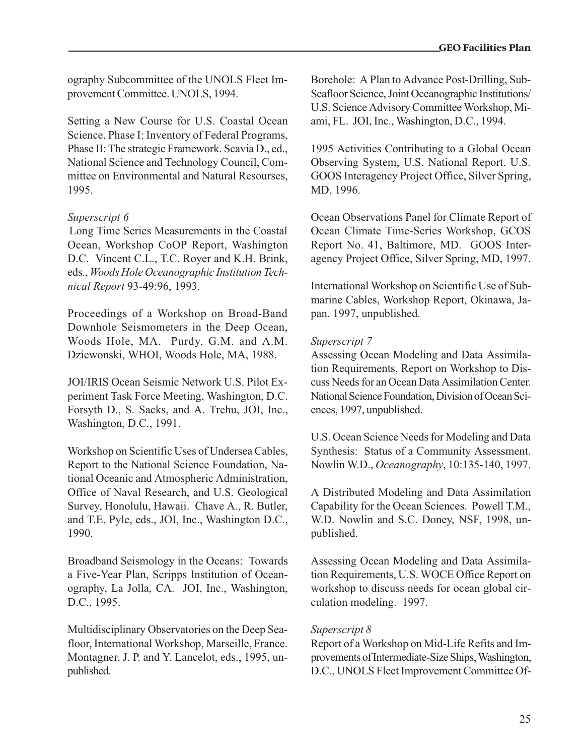ography Subcommittee of the UNOLS Fleet Improvement Committee. UNOLS, 1994.

Setting a New Course for U.S. Coastal Ocean Science, Phase I: Inventory of Federal Programs, Phase II: The strategic Framework. Scavia D., ed., National Science and Technology Council, Committee on Environmental and Natural Resourses, 1995.

*Superscript 6*

Long Time Series Measurements in the Coastal Ocean, Workshop CoOP Report, Washington D.C. Vincent C.L., T.C. Royer and K.H. Brink, eds., *Woods Hole Oceanographic Institution Technical Report* 93-49:96, 1993.

Proceedings of a Workshop on Broad-Band Downhole Seismometers in the Deep Ocean, Woods Hole, MA. Purdy, G.M. and A.M. Dziewonski, WHOI, Woods Hole, MA, 1988.

JOI/IRIS Ocean Seismic Network U.S. Pilot Experiment Task Force Meeting, Washington, D.C. Forsyth D., S. Sacks, and A. Trehu, JOI, Inc., Washington, D.C., 1991.

Workshop on Scientific Uses of Undersea Cables, Report to the National Science Foundation, National Oceanic and Atmospheric Administration, Office of Naval Research, and U.S. Geological Survey, Honolulu, Hawaii. Chave A., R. Butler, and T.E. Pyle, eds., JOI, Inc., Washington D.C., 1990.

Broadband Seismology in the Oceans: Towards a Five-Year Plan, Scripps Institution of Oceanography, La Jolla, CA. JOI, Inc., Washington, D.C., 1995.

Multidisciplinary Observatories on the Deep Seafloor, International Workshop, Marseille, France. Montagner, J. P. and Y. Lancelot, eds., 1995, unpublished.

Borehole: A Plan to Advance Post-Drilling, Sub-Seafloor Science, Joint Oceanographic Institutions/ U.S. Science Advisory Committee Workshop, Miami, FL. JOI, Inc., Washington, D.C., 1994.

1995 Activities Contributing to a Global Ocean Observing System, U.S. National Report. U.S. GOOS Interagency Project Office, Silver Spring, MD, 1996.

Ocean Observations Panel for Climate Report of Ocean Climate Time-Series Workshop, GCOS Report No. 41, Baltimore, MD. GOOS Interagency Project Office, Silver Spring, MD, 1997.

International Workshop on Scientific Use of Submarine Cables, Workshop Report, Okinawa, Japan. 1997, unpublished.

*Superscript 7*

Assessing Ocean Modeling and Data Assimilation Requirements, Report on Workshop to Discuss Needs for an Ocean Data Assimilation Center. National Science Foundation, Division of Ocean Sciences, 1997, unpublished.

U.S. Ocean Science Needs for Modeling and Data Synthesis: Status of a Community Assessment. Nowlin W.D., *Oceanography*, 10:135-140, 1997.

A Distributed Modeling and Data Assimilation Capability for the Ocean Sciences. Powell T.M., W.D. Nowlin and S.C. Doney, NSF, 1998, unpublished.

Assessing Ocean Modeling and Data Assimilation Requirements, U.S. WOCE Office Report on workshop to discuss needs for ocean global circulation modeling. 1997.

*Superscript 8*

Report of a Workshop on Mid-Life Refits and Improvements of Intermediate-Size Ships, Washington, D.C., UNOLS Fleet Improvement Committee Of-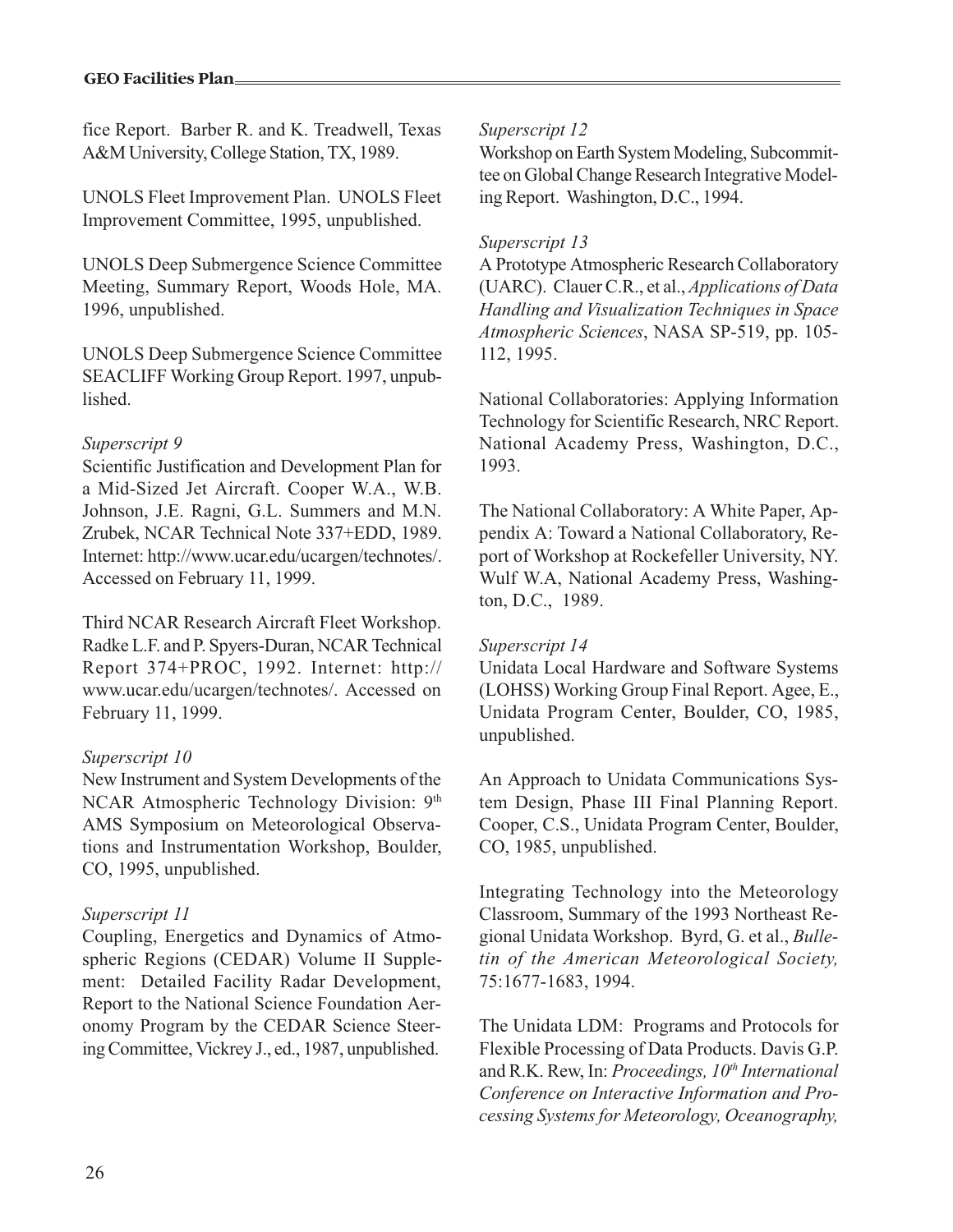fice Report. Barber R. and K. Treadwell, Texas A&M University, College Station, TX, 1989.

UNOLS Fleet Improvement Plan. UNOLS Fleet Improvement Committee, 1995, unpublished.

UNOLS Deep Submergence Science Committee Meeting, Summary Report, Woods Hole, MA. 1996, unpublished.

UNOLS Deep Submergence Science Committee SEACLIFF Working Group Report. 1997, unpublished.

*Superscript 9*

Scientific Justification and Development Plan for a Mid-Sized Jet Aircraft. Cooper W.A., W.B. Johnson, J.E. Ragni, G.L. Summers and M.N. Zrubek, NCAR Technical Note 337+EDD, 1989. Internet: http://www.ucar.edu/ucargen/technotes/. Accessed on February 11, 1999.

Third NCAR Research Aircraft Fleet Workshop. Radke L.F. and P. Spyers-Duran, NCAR Technical Report 374+PROC, 1992. Internet: http://www.ucar.edu/ucargen/technotes/. Accessed on February 11, 1999.

*Superscript 10*

New Instrument and System Developments of the NCAR Atmospheric Technology Division: 9th AMS Symposium on Meteorological Observations and Instrumentation Workshop, Boulder, CO, 1995, unpublished.

*Superscript 11*

Coupling, Energetics and Dynamics of Atmospheric Regions (CEDAR) Volume II Supplement: Detailed Facility Radar Development, Report to the National Science Foundation Aeronomy Program by the CEDAR Science Steering Committee, Vickrey J., ed., 1987, unpublished.

*Superscript 12*

Workshop on Earth System Modeling, Subcommittee on Global Change Research Integrative Modeling Report. Washington, D.C., 1994.

*Superscript 13*

A Prototype Atmospheric Research Collaboratory (UARC). Clauer C.R., et al., *Applications of Data Handling and Visualization Techniques in Space Atmospheric Sciences*, NASA SP-519, pp. 105-112, 1995.

National Collaboratories: Applying Information Technology for Scientific Research, NRC Report. National Academy Press, Washington, D.C., 1993.

The National Collaboratory: A White Paper, Appendix A: Toward a National Collaboratory, Report of Workshop at Rockefeller University, NY. Wulf W.A, National Academy Press, Washington, D.C., 1989.

*Superscript 14*

Unidata Local Hardware and Software Systems (LOHSS) Working Group Final Report. Agee, E., Unidata Program Center, Boulder, CO, 1985, unpublished.

An Approach to Unidata Communications System Design, Phase III Final Planning Report. Cooper, C.S., Unidata Program Center, Boulder, CO, 1985, unpublished.

Integrating Technology into the Meteorology Classroom, Summary of the 1993 Northeast Regional Unidata Workshop. Byrd, G. et al., *Bulletin of the American Meteorological Society,* 75:1677-1683, 1994.

The Unidata LDM: Programs and Protocols for Flexible Processing of Data Products. Davis G.P. and R.K. Rew, In: *Proceedings, 10th International Conference on Interactive Information and Processing Systems for Meteorology, Oceanography,*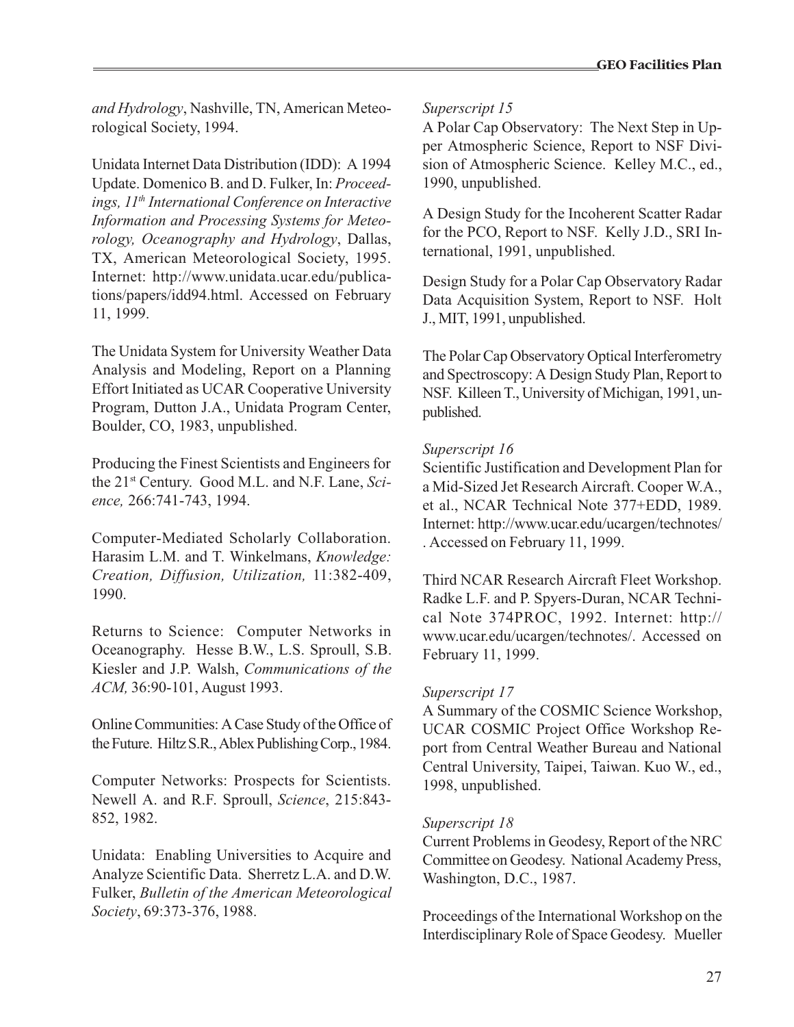*and Hydrology*, Nashville, TN, American Meteorological Society, 1994.

Unidata Internet Data Distribution (IDD): A 1994 Update. Domenico B. and D. Fulker, In: *Proceedings, 11th International Conference on Interactive Information and Processing Systems for Meteorology, Oceanography and Hydrology*, Dallas, TX, American Meteorological Society, 1995. Internet: http://www.unidata.ucar.edu/publications/papers/idd94.html. Accessed on February 11, 1999.

The Unidata System for University Weather Data Analysis and Modeling, Report on a Planning Effort Initiated as UCAR Cooperative University Program, Dutton J.A., Unidata Program Center, Boulder, CO, 1983, unpublished.

Producing the Finest Scientists and Engineers for the 21st Century. Good M.L. and N.F. Lane, *Science,* 266:741-743, 1994.

Computer-Mediated Scholarly Collaboration. Harasim L.M. and T. Winkelmans, *Knowledge: Creation, Diffusion, Utilization,* 11:382-409, 1990.

Returns to Science: Computer Networks in Oceanography. Hesse B.W., L.S. Sproull, S.B. Kiesler and J.P. Walsh, *Communications of the ACM,* 36:90-101, August 1993.

Online Communities: A Case Study of the Office of the Future. Hiltz S.R., Ablex Publishing Corp., 1984.

Computer Networks: Prospects for Scientists. Newell A. and R.F. Sproull, *Science*, 215:843-852, 1982.

Unidata: Enabling Universities to Acquire and Analyze Scientific Data. Sherretz L.A. and D.W. Fulker, *Bulletin of the American Meteorological Society*, 69:373-376, 1988.

*Superscript 15*

A Polar Cap Observatory: The Next Step in Upper Atmospheric Science, Report to NSF Division of Atmospheric Science. Kelley M.C., ed., 1990, unpublished.

A Design Study for the Incoherent Scatter Radar for the PCO, Report to NSF. Kelly J.D., SRI International, 1991, unpublished.

Design Study for a Polar Cap Observatory Radar Data Acquisition System, Report to NSF. Holt J., MIT, 1991, unpublished.

The Polar Cap Observatory Optical Interferometry and Spectroscopy: A Design Study Plan, Report to NSF. Killeen T., University of Michigan, 1991, unpublished.

*Superscript 16*

Scientific Justification and Development Plan for a Mid-Sized Jet Research Aircraft. Cooper W.A., et al., NCAR Technical Note 377+EDD, 1989. Internet: http://www.ucar.edu/ucargen/technotes/. Accessed on February 11, 1999.

Third NCAR Research Aircraft Fleet Workshop. Radke L.F. and P. Spyers-Duran, NCAR Technical Note 374PROC, 1992. Internet: http://www.ucar.edu/ucargen/technotes/. Accessed on February 11, 1999.

*Superscript 17*

A Summary of the COSMIC Science Workshop, UCAR COSMIC Project Office Workshop Report from Central Weather Bureau and National Central University, Taipei, Taiwan. Kuo W., ed., 1998, unpublished.

*Superscript 18*

Current Problems in Geodesy, Report of the NRC Committee on Geodesy. National Academy Press, Washington, D.C., 1987.

Proceedings of the International Workshop on the Interdisciplinary Role of Space Geodesy. Mueller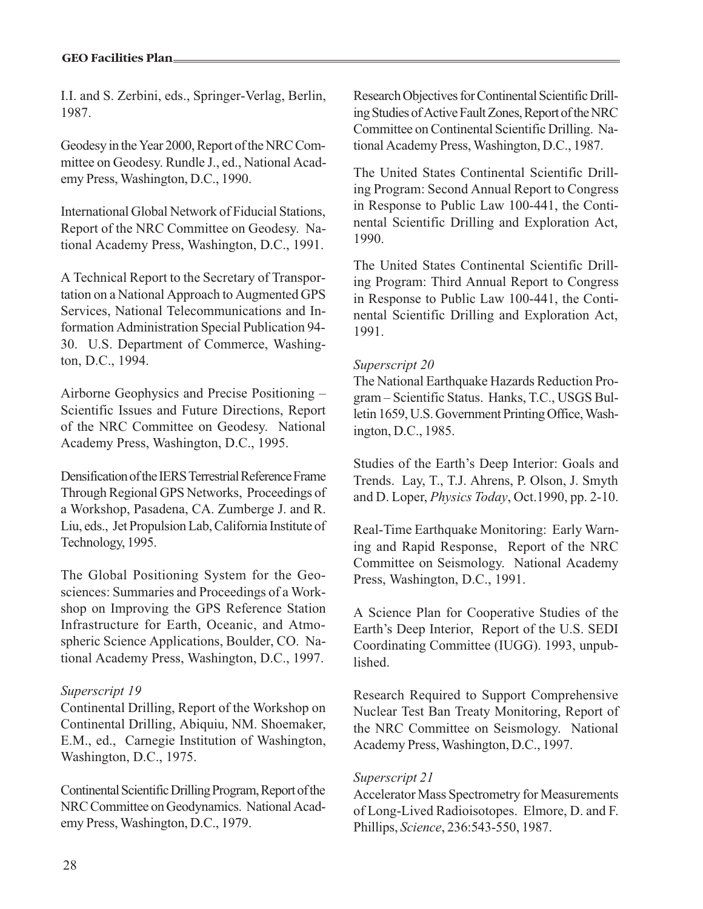I.I. and S. Zerbini, eds., Springer-Verlag, Berlin, 1987.

Geodesy in the Year 2000, Report of the NRC Committee on Geodesy. Rundle J., ed., National Academy Press, Washington, D.C., 1990.

International Global Network of Fiducial Stations, Report of the NRC Committee on Geodesy. National Academy Press, Washington, D.C., 1991.

A Technical Report to the Secretary of Transportation on a National Approach to Augmented GPS Services, National Telecommunications and Information Administration Special Publication 94-30. U.S. Department of Commerce, Washington, D.C., 1994.

Airborne Geophysics and Precise Positioning – Scientific Issues and Future Directions, Report of the NRC Committee on Geodesy. National Academy Press, Washington, D.C., 1995.

Densification of the IERS Terrestrial Reference Frame Through Regional GPS Networks, Proceedings of a Workshop, Pasadena, CA. Zumberge J. and R. Liu, eds., Jet Propulsion Lab, California Institute of Technology, 1995.

The Global Positioning System for the Geosciences: Summaries and Proceedings of a Workshop on Improving the GPS Reference Station Infrastructure for Earth, Oceanic, and Atmospheric Science Applications, Boulder, CO. National Academy Press, Washington, D.C., 1997.

*Superscript 19*

Continental Drilling, Report of the Workshop on Continental Drilling, Abiquiu, NM. Shoemaker, E.M., ed., Carnegie Institution of Washington, Washington, D.C., 1975.

Continental Scientific Drilling Program, Report of the NRC Committee on Geodynamics. National Academy Press, Washington, D.C., 1979.

Research Objectives for Continental Scientific Drilling Studies of Active Fault Zones, Report of the NRC Committee on Continental Scientific Drilling. National Academy Press, Washington, D.C., 1987.

The United States Continental Scientific Drilling Program: Second Annual Report to Congress in Response to Public Law 100-441, the Continental Scientific Drilling and Exploration Act, 1990.

The United States Continental Scientific Drilling Program: Third Annual Report to Congress in Response to Public Law 100-441, the Continental Scientific Drilling and Exploration Act, 1991.

*Superscript 20*

The National Earthquake Hazards Reduction Program – Scientific Status. Hanks, T.C., USGS Bulletin 1659, U.S. Government Printing Office, Washington, D.C., 1985.

Studies of the Earth's Deep Interior: Goals and Trends. Lay, T., T.J. Ahrens, P. Olson, J. Smyth and D. Loper, *Physics Today*, Oct.1990, pp. 2-10.

Real-Time Earthquake Monitoring: Early Warning and Rapid Response, Report of the NRC Committee on Seismology. National Academy Press, Washington, D.C., 1991.

A Science Plan for Cooperative Studies of the Earth's Deep Interior, Report of the U.S. SEDI Coordinating Committee (IUGG). 1993, unpublished.

Research Required to Support Comprehensive Nuclear Test Ban Treaty Monitoring, Report of the NRC Committee on Seismology. National Academy Press, Washington, D.C., 1997.

*Superscript 21*

Accelerator Mass Spectrometry for Measurements of Long-Lived Radioisotopes. Elmore, D. and F. Phillips, *Science*, 236:543-550, 1987.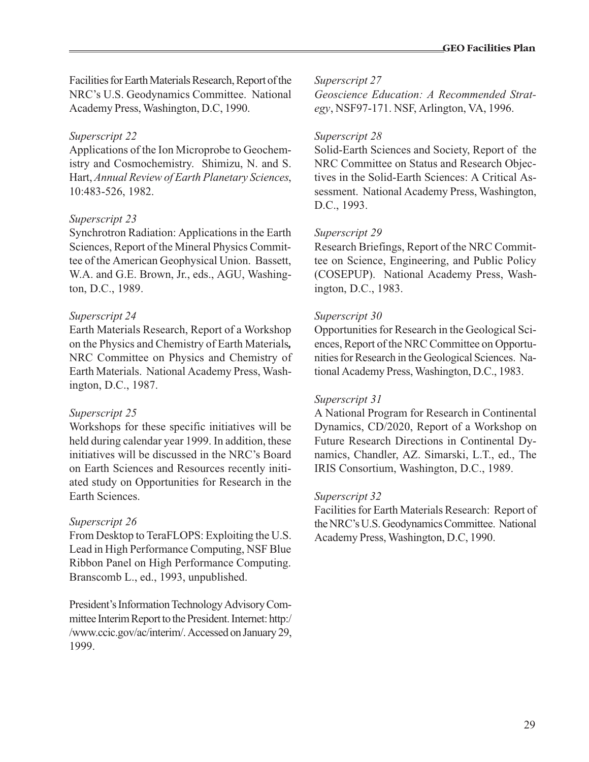Facilities for Earth Materials Research, Report of the NRC's U.S. Geodynamics Committee. National Academy Press, Washington, D.C, 1990.

*Superscript 22*

Applications of the Ion Microprobe to Geochemistry and Cosmochemistry. Shimizu, N. and S. Hart, *Annual Review of Earth Planetary Sciences*, 10:483-526, 1982.

*Superscript 23*

Synchrotron Radiation: Applications in the Earth Sciences, Report of the Mineral Physics Committee of the American Geophysical Union. Bassett, W.A. and G.E. Brown, Jr., eds., AGU, Washington, D.C., 1989.

*Superscript 24*

Earth Materials Research, Report of a Workshop on the Physics and Chemistry of Earth Materials**,** NRC Committee on Physics and Chemistry of Earth Materials. National Academy Press, Washington, D.C., 1987.

*Superscript 25*

Workshops for these specific initiatives will be held during calendar year 1999. In addition, these initiatives will be discussed in the NRC's Board on Earth Sciences and Resources recently initiated study on Opportunities for Research in the Earth Sciences.

*Superscript 26*

From Desktop to TeraFLOPS: Exploiting the U.S. Lead in High Performance Computing, NSF Blue Ribbon Panel on High Performance Computing. Branscomb L., ed., 1993, unpublished.

President's Information Technology Advisory Committee Interim Report to the President. Internet: http://www.ccic.gov/ac/interim/. Accessed on January 29, 1999.

*Superscript 27*

*Geoscience Education: A Recommended Strategy*, NSF97-171. NSF, Arlington, VA, 1996.

*Superscript 28*

Solid-Earth Sciences and Society, Report of the NRC Committee on Status and Research Objectives in the Solid-Earth Sciences: A Critical Assessment. National Academy Press, Washington, D.C., 1993.

*Superscript 29*

Research Briefings, Report of the NRC Committee on Science, Engineering, and Public Policy (COSEPUP). National Academy Press, Washington, D.C., 1983.

*Superscript 30*

Opportunities for Research in the Geological Sciences, Report of the NRC Committee on Opportunities for Research in the Geological Sciences. National Academy Press, Washington, D.C., 1983.

*Superscript 31*

A National Program for Research in Continental Dynamics, CD/2020, Report of a Workshop on Future Research Directions in Continental Dynamics, Chandler, AZ. Simarski, L.T., ed., The IRIS Consortium, Washington, D.C., 1989.

*Superscript 32*

Facilities for Earth Materials Research: Report of the NRC's U.S. Geodynamics Committee. National Academy Press, Washington, D.C, 1990.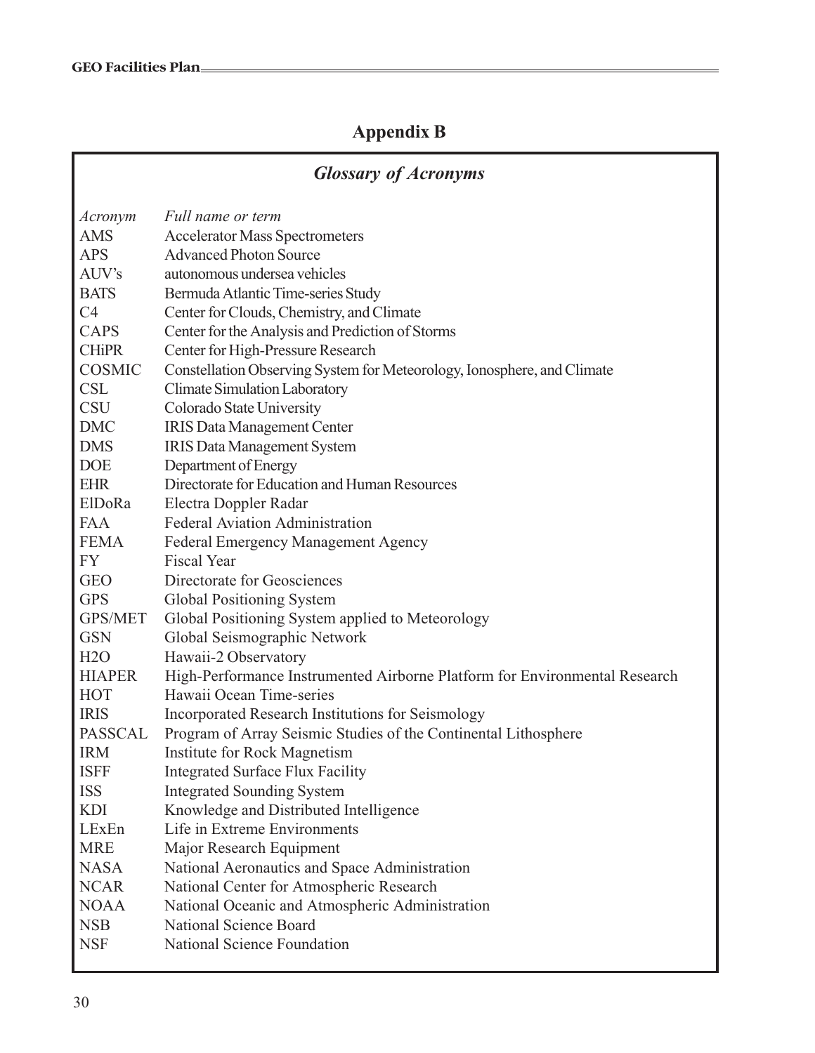# Appendix B

## *Glossary of Acronyms*

| *Acronym* | *Full name or term* |
|---|---|
| AMS | Accelerator Mass Spectrometers |
| APS | Advanced Photon Source |
| AUV's | autonomous undersea vehicles |
| BATS | Bermuda Atlantic Time-series Study |
| C4 | Center for Clouds, Chemistry, and Climate |
| CAPS | Center for the Analysis and Prediction of Storms |
| CHiPR | Center for High-Pressure Research |
| COSMIC | Constellation Observing System for Meteorology, Ionosphere, and Climate |
| CSL | Climate Simulation Laboratory |
| CSU | Colorado State University |
| DMC | IRIS Data Management Center |
| DMS | IRIS Data Management System |
| DOE | Department of Energy |
| EHR | Directorate for Education and Human Resources |
| ElDoRa | Electra Doppler Radar |
| FAA | Federal Aviation Administration |
| FEMA | Federal Emergency Management Agency |
| FY | Fiscal Year |
| GEO | Directorate for Geosciences |
| GPS | Global Positioning System |
| GPS/MET | Global Positioning System applied to Meteorology |
| GSN | Global Seismographic Network |
| H2O | Hawaii-2 Observatory |
| HIAPER | High-Performance Instrumented Airborne Platform for Environmental Research |
| HOT | Hawaii Ocean Time-series |
| IRIS | Incorporated Research Institutions for Seismology |
| PASSCAL | Program of Array Seismic Studies of the Continental Lithosphere |
| IRM | Institute for Rock Magnetism |
| ISFF | Integrated Surface Flux Facility |
| ISS | Integrated Sounding System |
| KDI | Knowledge and Distributed Intelligence |
| LExEn | Life in Extreme Environments |
| MRE | Major Research Equipment |
| NASA | National Aeronautics and Space Administration |
| NCAR | National Center for Atmospheric Research |
| NOAA | National Oceanic and Atmospheric Administration |
| NSB | National Science Board |
| NSF | National Science Foundation |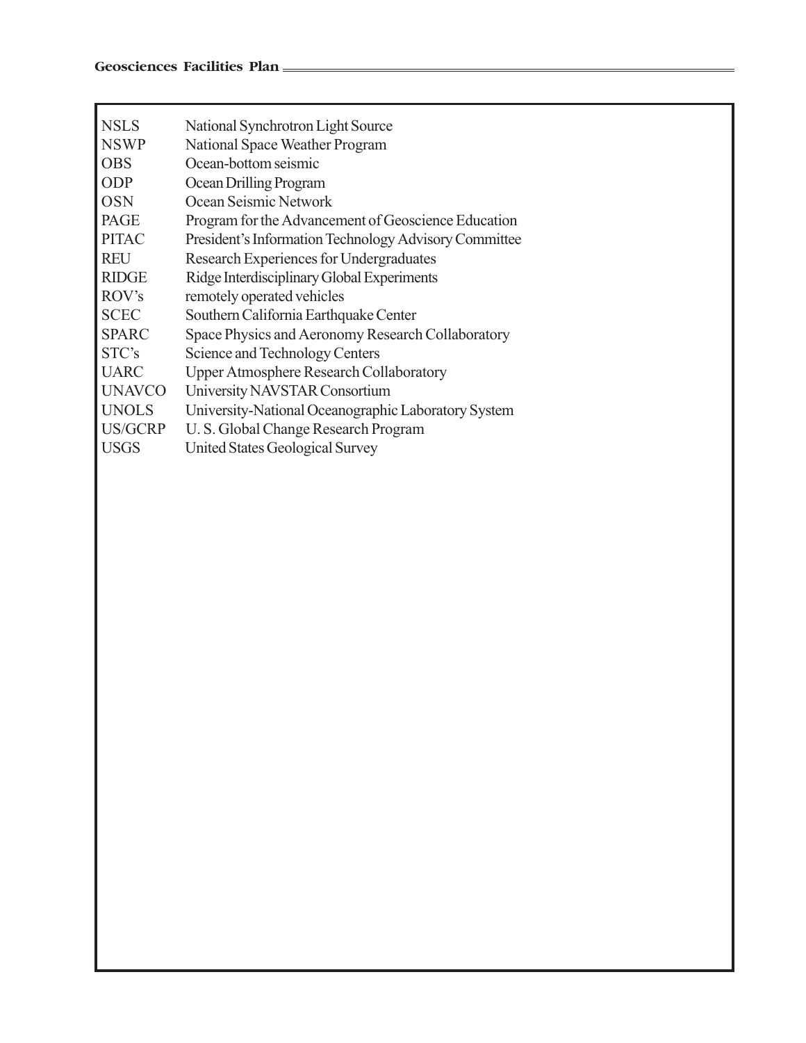| | |
|---|---|
| NSLS | National Synchrotron Light Source |
| NSWP | National Space Weather Program |
| OBS | Ocean-bottom seismic |
| ODP | Ocean Drilling Program |
| OSN | Ocean Seismic Network |
| PAGE | Program for the Advancement of Geoscience Education |
| PITAC | President's Information Technology Advisory Committee |
| REU | Research Experiences for Undergraduates |
| RIDGE | Ridge Interdisciplinary Global Experiments |
| ROV's | remotely operated vehicles |
| SCEC | Southern California Earthquake Center |
| SPARC | Space Physics and Aeronomy Research Collaboratory |
| STC's | Science and Technology Centers |
| UARC | Upper Atmosphere Research Collaboratory |
| UNAVCO | University NAVSTAR Consortium |
| UNOLS | University-National Oceanographic Laboratory System |
| US/GCRP | U. S. Global Change Research Program |
| USGS | United States Geological Survey |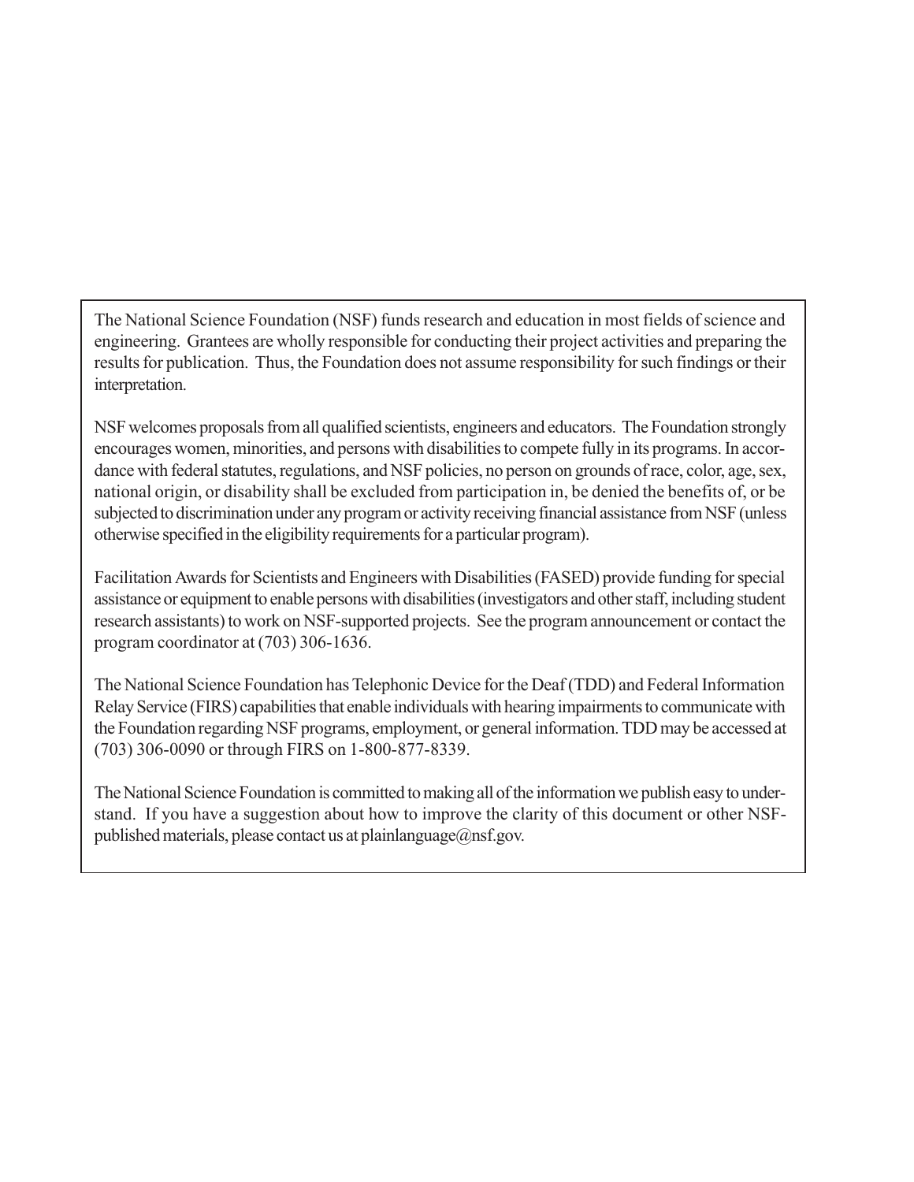The National Science Foundation (NSF) funds research and education in most fields of science and engineering. Grantees are wholly responsible for conducting their project activities and preparing the results for publication. Thus, the Foundation does not assume responsibility for such findings or their interpretation.

NSF welcomes proposals from all qualified scientists, engineers and educators. The Foundation strongly encourages women, minorities, and persons with disabilities to compete fully in its programs. In accordance with federal statutes, regulations, and NSF policies, no person on grounds of race, color, age, sex, national origin, or disability shall be excluded from participation in, be denied the benefits of, or be subjected to discrimination under any program or activity receiving financial assistance from NSF (unless otherwise specified in the eligibility requirements for a particular program).

Facilitation Awards for Scientists and Engineers with Disabilities (FASED) provide funding for special assistance or equipment to enable persons with disabilities (investigators and other staff, including student research assistants) to work on NSF-supported projects. See the program announcement or contact the program coordinator at (703) 306-1636.

The National Science Foundation has Telephonic Device for the Deaf (TDD) and Federal Information Relay Service (FIRS) capabilities that enable individuals with hearing impairments to communicate with the Foundation regarding NSF programs, employment, or general information. TDD may be accessed at (703) 306-0090 or through FIRS on 1-800-877-8339.

The National Science Foundation is committed to making all of the information we publish easy to understand. If you have a suggestion about how to improve the clarity of this document or other NSF-published materials, please contact us at plainlanguage@nsf.gov.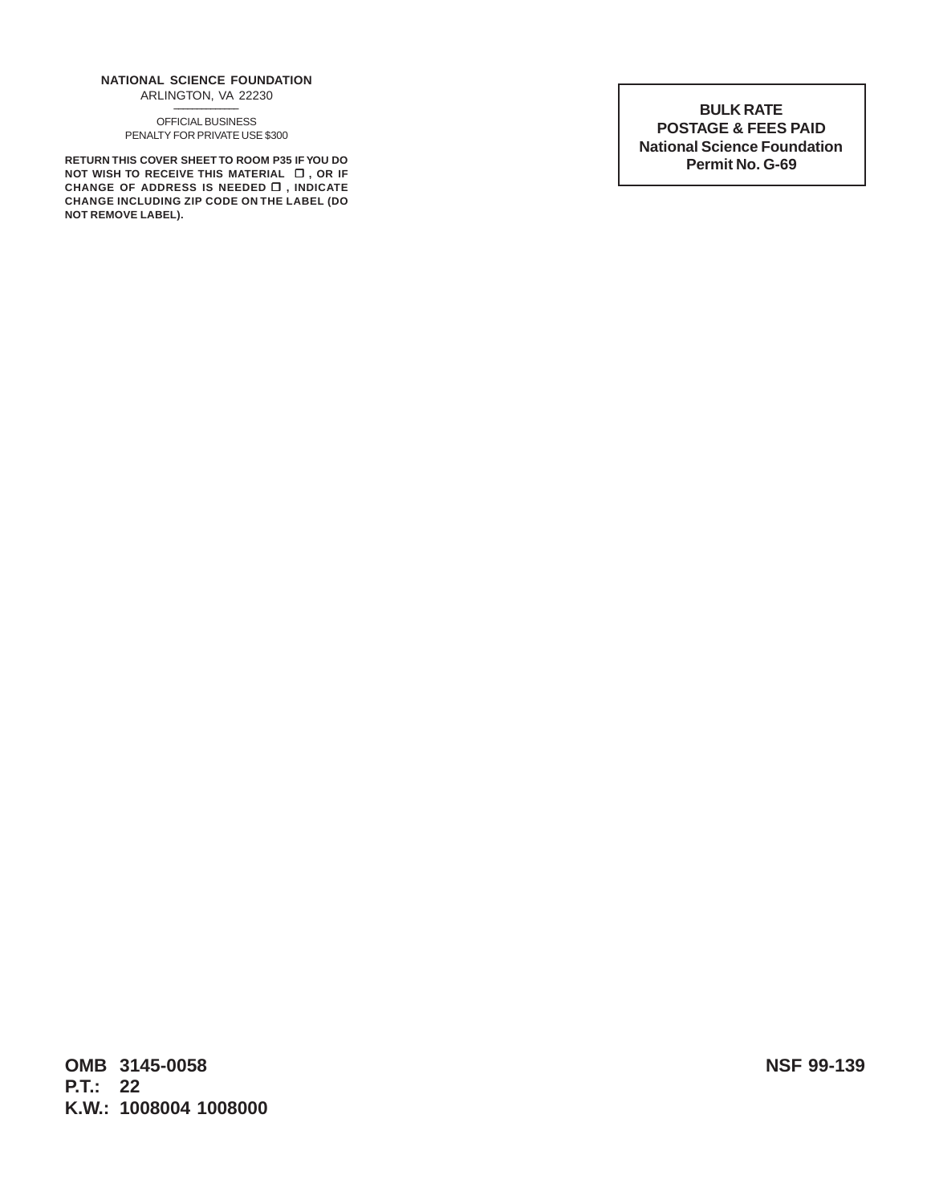**NATIONAL SCIENCE FOUNDATION**
ARLINGTON, VA 22230

OFFICIAL BUSINESS
PENALTY FOR PRIVATE USE $300

**RETURN THIS COVER SHEET TO ROOM P35 IF YOU DO NOT WISH TO RECEIVE THIS MATERIAL ☐ , OR IF CHANGE OF ADDRESS IS NEEDED ☐ , INDICATE CHANGE INCLUDING ZIP CODE ON THE LABEL (DO NOT REMOVE LABEL).**

**BULK RATE**
**POSTAGE & FEES PAID**
**National Science Foundation**
**Permit No. G-69**

**OMB 3145-0058**
**P.T.: 22**
**K.W.: 1008004 1008000**

**NSF 99-139**